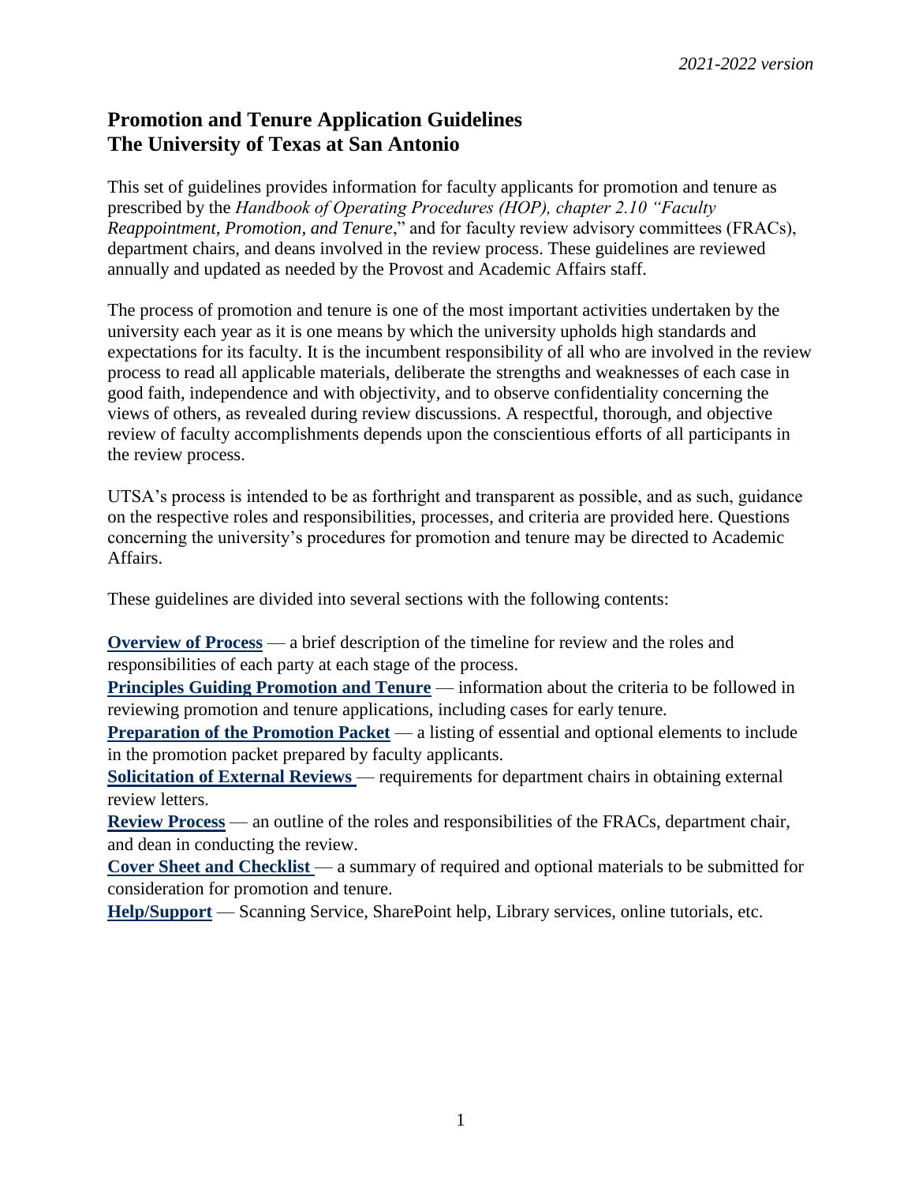*2021-2022 version*

# Promotion and Tenure Application Guidelines
# The University of Texas at San Antonio

This set of guidelines provides information for faculty applicants for promotion and tenure as prescribed by the *Handbook of Operating Procedures (HOP), chapter 2.10 "Faculty Reappointment, Promotion, and Tenure*," and for faculty review advisory committees (FRACs), department chairs, and deans involved in the review process. These guidelines are reviewed annually and updated as needed by the Provost and Academic Affairs staff.

The process of promotion and tenure is one of the most important activities undertaken by the university each year as it is one means by which the university upholds high standards and expectations for its faculty. It is the incumbent responsibility of all who are involved in the review process to read all applicable materials, deliberate the strengths and weaknesses of each case in good faith, independence and with objectivity, and to observe confidentiality concerning the views of others, as revealed during review discussions. A respectful, thorough, and objective review of faculty accomplishments depends upon the conscientious efforts of all participants in the review process.

UTSA's process is intended to be as forthright and transparent as possible, and as such, guidance on the respective roles and responsibilities, processes, and criteria are provided here. Questions concerning the university's procedures for promotion and tenure may be directed to Academic Affairs.

These guidelines are divided into several sections with the following contents:

**Overview of Process** — a brief description of the timeline for review and the roles and responsibilities of each party at each stage of the process.
**Principles Guiding Promotion and Tenure** — information about the criteria to be followed in reviewing promotion and tenure applications, including cases for early tenure.
**Preparation of the Promotion Packet** — a listing of essential and optional elements to include in the promotion packet prepared by faculty applicants.
**Solicitation of External Reviews** — requirements for department chairs in obtaining external review letters.
**Review Process** — an outline of the roles and responsibilities of the FRACs, department chair, and dean in conducting the review.
**Cover Sheet and Checklist** — a summary of required and optional materials to be submitted for consideration for promotion and tenure.
**Help/Support** — Scanning Service, SharePoint help, Library services, online tutorials, etc.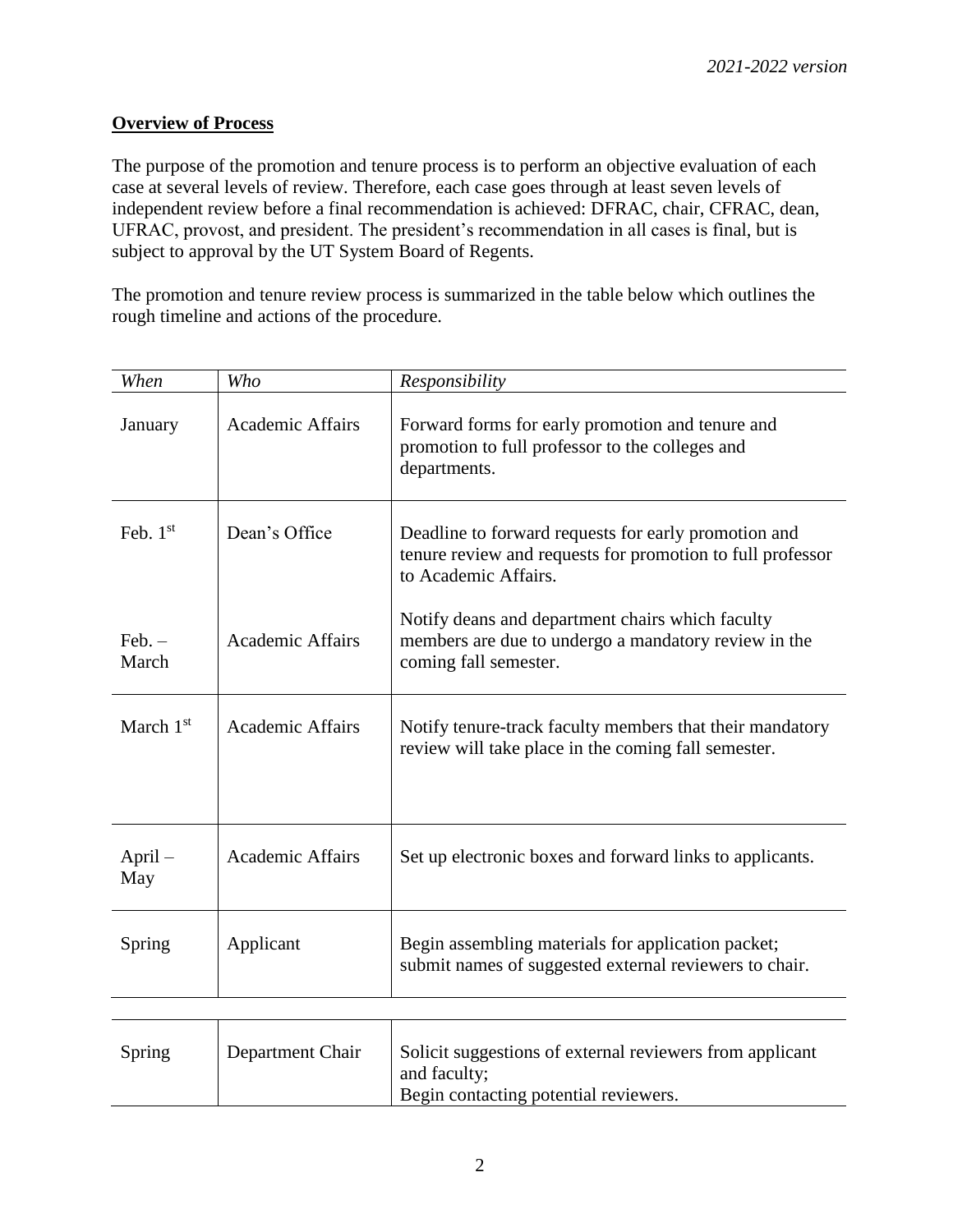*2021-2022 version*

**Overview of Process**

The purpose of the promotion and tenure process is to perform an objective evaluation of each case at several levels of review. Therefore, each case goes through at least seven levels of independent review before a final recommendation is achieved: DFRAC, chair, CFRAC, dean, UFRAC, provost, and president. The president's recommendation in all cases is final, but is subject to approval by the UT System Board of Regents.

The promotion and tenure review process is summarized in the table below which outlines the rough timeline and actions of the procedure.

| *When* | *Who* | *Responsibility* |
|---|---|---|
| January | Academic Affairs | Forward forms for early promotion and tenure and promotion to full professor to the colleges and departments. |
| Feb. 1st | Dean's Office | Deadline to forward requests for early promotion and tenure review and requests for promotion to full professor to Academic Affairs. |
| Feb. – March | Academic Affairs | Notify deans and department chairs which faculty members are due to undergo a mandatory review in the coming fall semester. |
| March 1st | Academic Affairs | Notify tenure-track faculty members that their mandatory review will take place in the coming fall semester. |
| April – May | Academic Affairs | Set up electronic boxes and forward links to applicants. |
| Spring | Applicant | Begin assembling materials for application packet; submit names of suggested external reviewers to chair. |
| Spring | Department Chair | Solicit suggestions of external reviewers from applicant and faculty; Begin contacting potential reviewers. |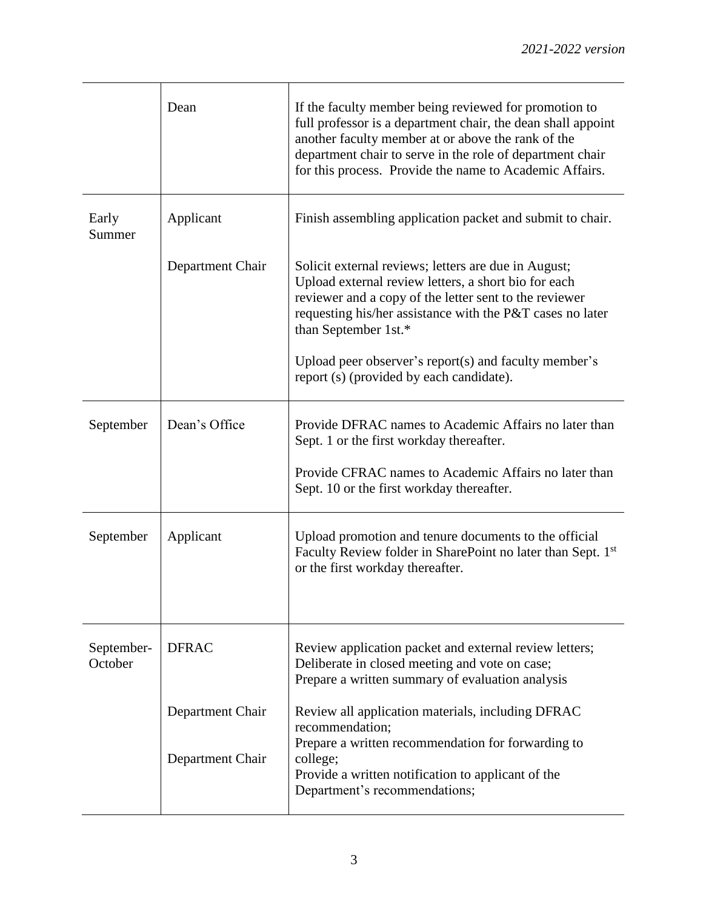| | | |
|---|---|---|
| | Dean | If the faculty member being reviewed for promotion to full professor is a department chair, the dean shall appoint another faculty member at or above the rank of the department chair to serve in the role of department chair for this process. Provide the name to Academic Affairs. |
| Early Summer | Applicant | Finish assembling application packet and submit to chair. |
| | Department Chair | Solicit external reviews; letters are due in August; Upload external review letters, a short bio for each reviewer and a copy of the letter sent to the reviewer requesting his/her assistance with the P&T cases no later than September 1st.*<br><br>Upload peer observer's report(s) and faculty member's report (s) (provided by each candidate). |
| September | Dean's Office | Provide DFRAC names to Academic Affairs no later than Sept. 1 or the first workday thereafter.<br><br>Provide CFRAC names to Academic Affairs no later than Sept. 10 or the first workday thereafter. |
| September | Applicant | Upload promotion and tenure documents to the official Faculty Review folder in SharePoint no later than Sept. 1st or the first workday thereafter. |
| September-October | DFRAC | Review application packet and external review letters; Deliberate in closed meeting and vote on case; Prepare a written summary of evaluation analysis |
| | Department Chair | Review all application materials, including DFRAC recommendation; Prepare a written recommendation for forwarding to college; |
| | Department Chair | Provide a written notification to applicant of the Department's recommendations; |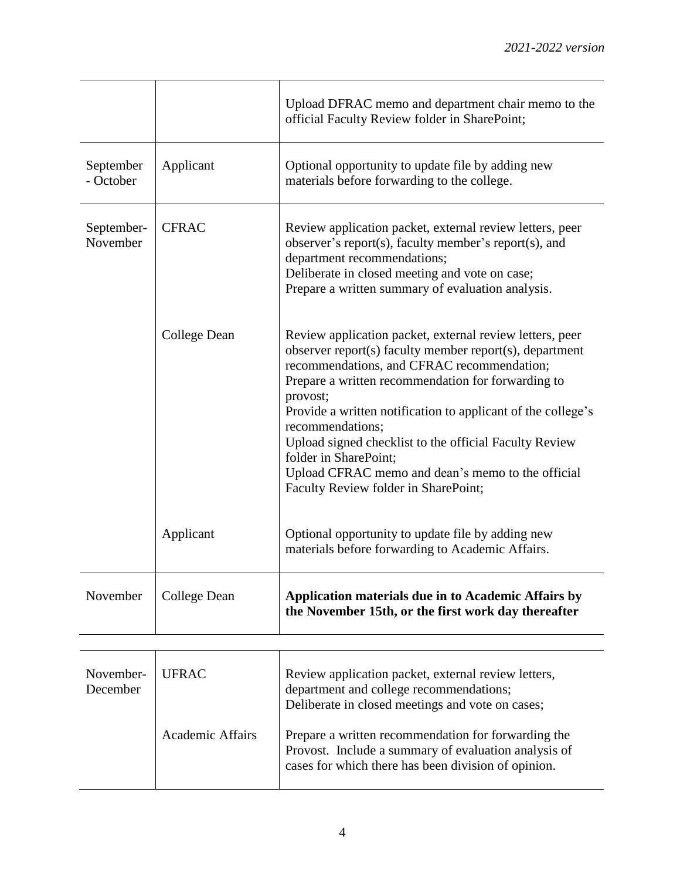| | | |
|---|---|---|
| | | Upload DFRAC memo and department chair memo to the official Faculty Review folder in SharePoint; |
| September - October | Applicant | Optional opportunity to update file by adding new materials before forwarding to the college. |
| September-November | CFRAC | Review application packet, external review letters, peer observer's report(s), faculty member's report(s), and department recommendations;<br>Deliberate in closed meeting and vote on case;<br>Prepare a written summary of evaluation analysis. |
| | College Dean | Review application packet, external review letters, peer observer report(s) faculty member report(s), department recommendations, and CFRAC recommendation;<br>Prepare a written recommendation for forwarding to provost;<br>Provide a written notification to applicant of the college's recommendations;<br>Upload signed checklist to the official Faculty Review folder in SharePoint;<br>Upload CFRAC memo and dean's memo to the official Faculty Review folder in SharePoint; |
| | Applicant | Optional opportunity to update file by adding new materials before forwarding to Academic Affairs. |
| November | College Dean | **Application materials due in to Academic Affairs by the November 15th, or the first work day thereafter** |
| November-December | UFRAC | Review application packet, external review letters, department and college recommendations;<br>Deliberate in closed meetings and vote on cases; |
| | Academic Affairs | Prepare a written recommendation for forwarding the Provost. Include a summary of evaluation analysis of cases for which there has been division of opinion. |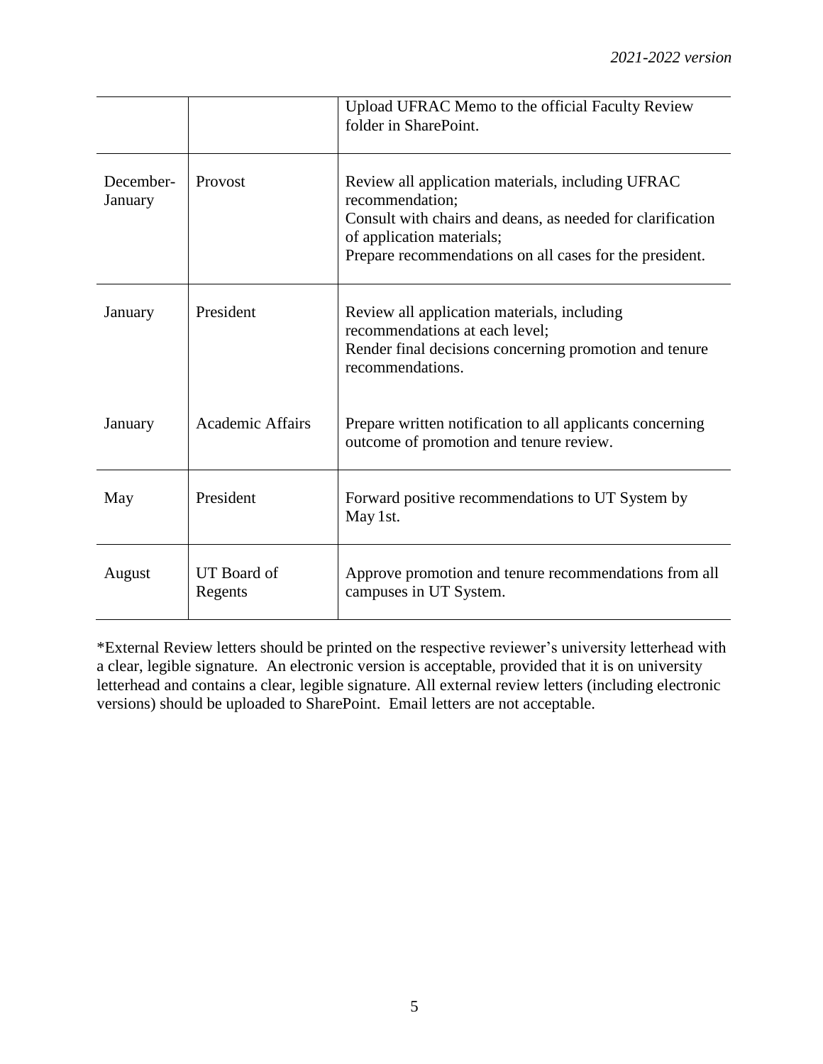| | | |
|---|---|---|
| | | Upload UFRAC Memo to the official Faculty Review folder in SharePoint. |
| December-January | Provost | Review all application materials, including UFRAC recommendation;<br>Consult with chairs and deans, as needed for clarification of application materials;<br>Prepare recommendations on all cases for the president. |
| January | President | Review all application materials, including recommendations at each level;<br>Render final decisions concerning promotion and tenure recommendations. |
| January | Academic Affairs | Prepare written notification to all applicants concerning outcome of promotion and tenure review. |
| May | President | Forward positive recommendations to UT System by May 1st. |
| August | UT Board of Regents | Approve promotion and tenure recommendations from all campuses in UT System. |

*External Review letters should be printed on the respective reviewer's university letterhead with a clear, legible signature. An electronic version is acceptable, provided that it is on university letterhead and contains a clear, legible signature. All external review letters (including electronic versions) should be uploaded to SharePoint. Email letters are not acceptable.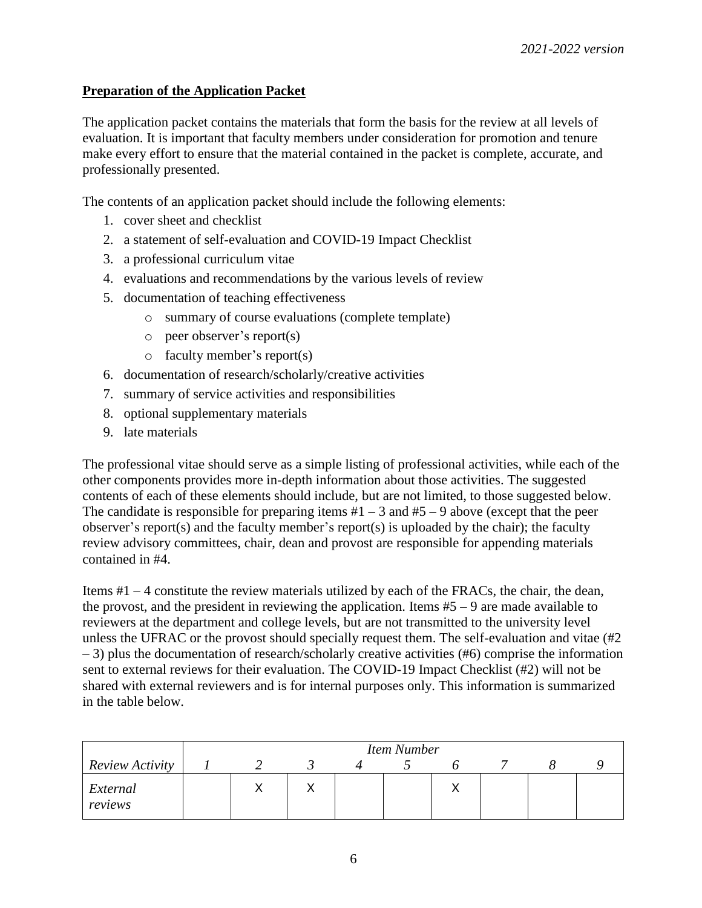*2021-2022 version*

## Preparation of the Application Packet

The application packet contains the materials that form the basis for the review at all levels of evaluation. It is important that faculty members under consideration for promotion and tenure make every effort to ensure that the material contained in the packet is complete, accurate, and professionally presented.

The contents of an application packet should include the following elements:

1. cover sheet and checklist
2. a statement of self-evaluation and COVID-19 Impact Checklist
3. a professional curriculum vitae
4. evaluations and recommendations by the various levels of review
5. documentation of teaching effectiveness
   - summary of course evaluations (complete template)
   - peer observer's report(s)
   - faculty member's report(s)
6. documentation of research/scholarly/creative activities
7. summary of service activities and responsibilities
8. optional supplementary materials
9. late materials

The professional vitae should serve as a simple listing of professional activities, while each of the other components provides more in-depth information about those activities. The suggested contents of each of these elements should include, but are not limited, to those suggested below. The candidate is responsible for preparing items #1 – 3 and #5 – 9 above (except that the peer observer's report(s) and the faculty member's report(s) is uploaded by the chair); the faculty review advisory committees, chair, dean and provost are responsible for appending materials contained in #4.

Items #1 – 4 constitute the review materials utilized by each of the FRACs, the chair, the dean, the provost, and the president in reviewing the application. Items #5 – 9 are made available to reviewers at the department and college levels, but are not transmitted to the university level unless the UFRAC or the provost should specially request them. The self-evaluation and vitae (#2 – 3) plus the documentation of research/scholarly creative activities (#6) comprise the information sent to external reviews for their evaluation. The COVID-19 Impact Checklist (#2) will not be shared with external reviewers and is for internal purposes only. This information is summarized in the table below.

| | *Item Number* | | | | | | | | |
|---|---|---|---|---|---|---|---|---|---|
| *Review Activity* | *1* | *2* | *3* | *4* | *5* | *6* | *7* | *8* | *9* |
| *External reviews* | | X | X | | | X | | | |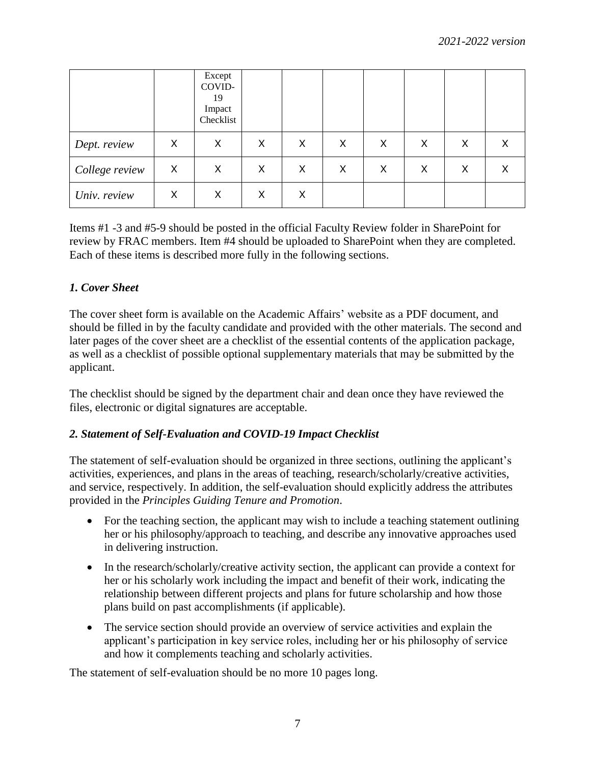| | | Except COVID-19 Impact Checklist | | | | | | | |
|---|---|---|---|---|---|---|---|---|---|
| *Dept. review* | X | X | X | X | X | X | X | X | X |
| *College review* | X | X | X | X | X | X | X | X | X |
| *Univ. review* | X | X | X | X | | | | | |

Items #1 -3 and #5-9 should be posted in the official Faculty Review folder in SharePoint for review by FRAC members. Item #4 should be uploaded to SharePoint when they are completed. Each of these items is described more fully in the following sections.

### *1. Cover Sheet*

The cover sheet form is available on the Academic Affairs' website as a PDF document, and should be filled in by the faculty candidate and provided with the other materials. The second and later pages of the cover sheet are a checklist of the essential contents of the application package, as well as a checklist of possible optional supplementary materials that may be submitted by the applicant.

The checklist should be signed by the department chair and dean once they have reviewed the files, electronic or digital signatures are acceptable.

### *2. Statement of Self-Evaluation and COVID-19 Impact Checklist*

The statement of self-evaluation should be organized in three sections, outlining the applicant's activities, experiences, and plans in the areas of teaching, research/scholarly/creative activities, and service, respectively. In addition, the self-evaluation should explicitly address the attributes provided in the *Principles Guiding Tenure and Promotion*.

- For the teaching section, the applicant may wish to include a teaching statement outlining her or his philosophy/approach to teaching, and describe any innovative approaches used in delivering instruction.
- In the research/scholarly/creative activity section, the applicant can provide a context for her or his scholarly work including the impact and benefit of their work, indicating the relationship between different projects and plans for future scholarship and how those plans build on past accomplishments (if applicable).
- The service section should provide an overview of service activities and explain the applicant's participation in key service roles, including her or his philosophy of service and how it complements teaching and scholarly activities.

The statement of self-evaluation should be no more 10 pages long.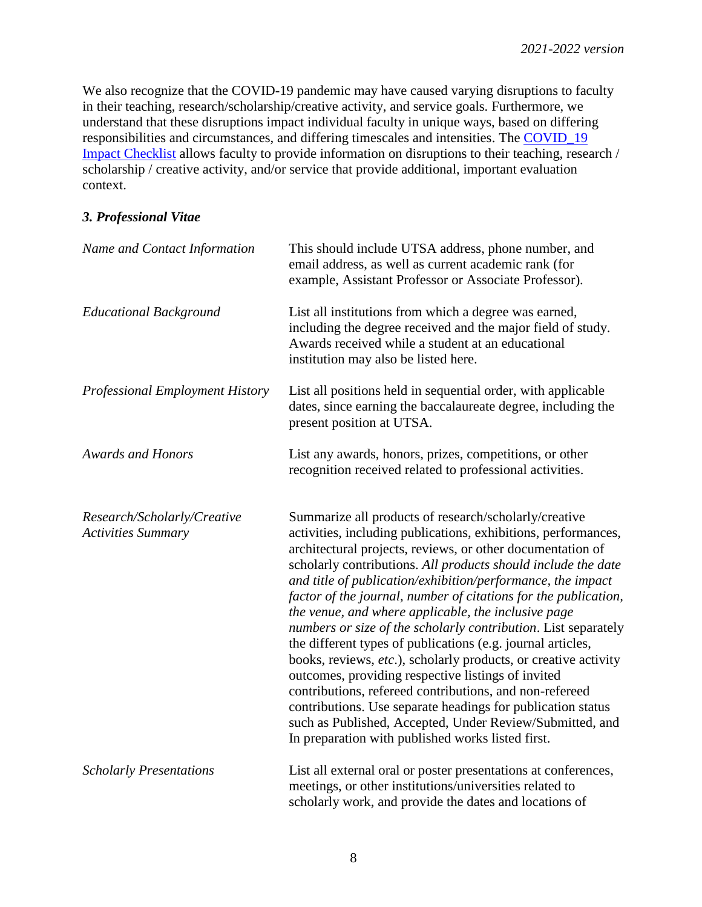We also recognize that the COVID-19 pandemic may have caused varying disruptions to faculty in their teaching, research/scholarship/creative activity, and service goals. Furthermore, we understand that these disruptions impact individual faculty in unique ways, based on differing responsibilities and circumstances, and differing timescales and intensities. The [COVID_19 Impact Checklist] allows faculty to provide information on disruptions to their teaching, research / scholarship / creative activity, and/or service that provide additional, important evaluation context.

### *3. Professional Vitae*

| | |
|---|---|
| *Name and Contact Information* | This should include UTSA address, phone number, and email address, as well as current academic rank (for example, Assistant Professor or Associate Professor). |
| *Educational Background* | List all institutions from which a degree was earned, including the degree received and the major field of study. Awards received while a student at an educational institution may also be listed here. |
| *Professional Employment History* | List all positions held in sequential order, with applicable dates, since earning the baccalaureate degree, including the present position at UTSA. |
| *Awards and Honors* | List any awards, honors, prizes, competitions, or other recognition received related to professional activities. |
| *Research/Scholarly/Creative Activities Summary* | Summarize all products of research/scholarly/creative activities, including publications, exhibitions, performances, architectural projects, reviews, or other documentation of scholarly contributions. *All products should include the date and title of publication/exhibition/performance, the impact factor of the journal, number of citations for the publication, the venue, and where applicable, the inclusive page numbers or size of the scholarly contribution*. List separately the different types of publications (e.g. journal articles, books, reviews, *etc*.), scholarly products, or creative activity outcomes, providing respective listings of invited contributions, refereed contributions, and non-refereed contributions. Use separate headings for publication status such as Published, Accepted, Under Review/Submitted, and In preparation with published works listed first. |
| *Scholarly Presentations* | List all external oral or poster presentations at conferences, meetings, or other institutions/universities related to scholarly work, and provide the dates and locations of |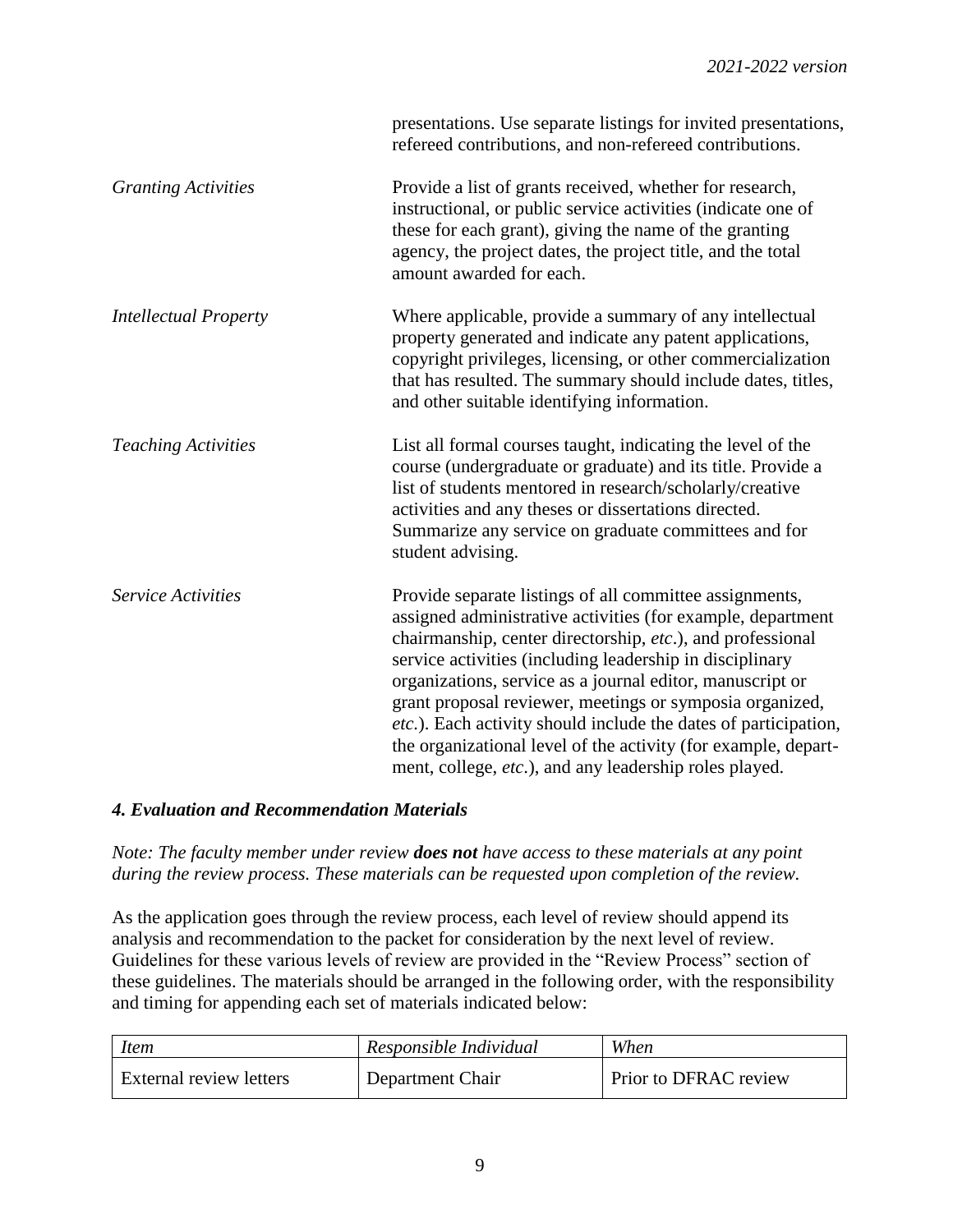presentations. Use separate listings for invited presentations, refereed contributions, and non-refereed contributions.

*Granting Activities*

Provide a list of grants received, whether for research, instructional, or public service activities (indicate one of these for each grant), giving the name of the granting agency, the project dates, the project title, and the total amount awarded for each.

*Intellectual Property*

Where applicable, provide a summary of any intellectual property generated and indicate any patent applications, copyright privileges, licensing, or other commercialization that has resulted. The summary should include dates, titles, and other suitable identifying information.

*Teaching Activities*

List all formal courses taught, indicating the level of the course (undergraduate or graduate) and its title. Provide a list of students mentored in research/scholarly/creative activities and any theses or dissertations directed. Summarize any service on graduate committees and for student advising.

*Service Activities*

Provide separate listings of all committee assignments, assigned administrative activities (for example, department chairmanship, center directorship, *etc*.), and professional service activities (including leadership in disciplinary organizations, service as a journal editor, manuscript or grant proposal reviewer, meetings or symposia organized, *etc*.). Each activity should include the dates of participation, the organizational level of the activity (for example, department, college, *etc*.), and any leadership roles played.

### *4. Evaluation and Recommendation Materials*

*Note: The faculty member under review **does not** have access to these materials at any point during the review process. These materials can be requested upon completion of the review.*

As the application goes through the review process, each level of review should append its analysis and recommendation to the packet for consideration by the next level of review. Guidelines for these various levels of review are provided in the "Review Process" section of these guidelines. The materials should be arranged in the following order, with the responsibility and timing for appending each set of materials indicated below:

| *Item* | *Responsible Individual* | *When* |
|---|---|---|
| External review letters | Department Chair | Prior to DFRAC review |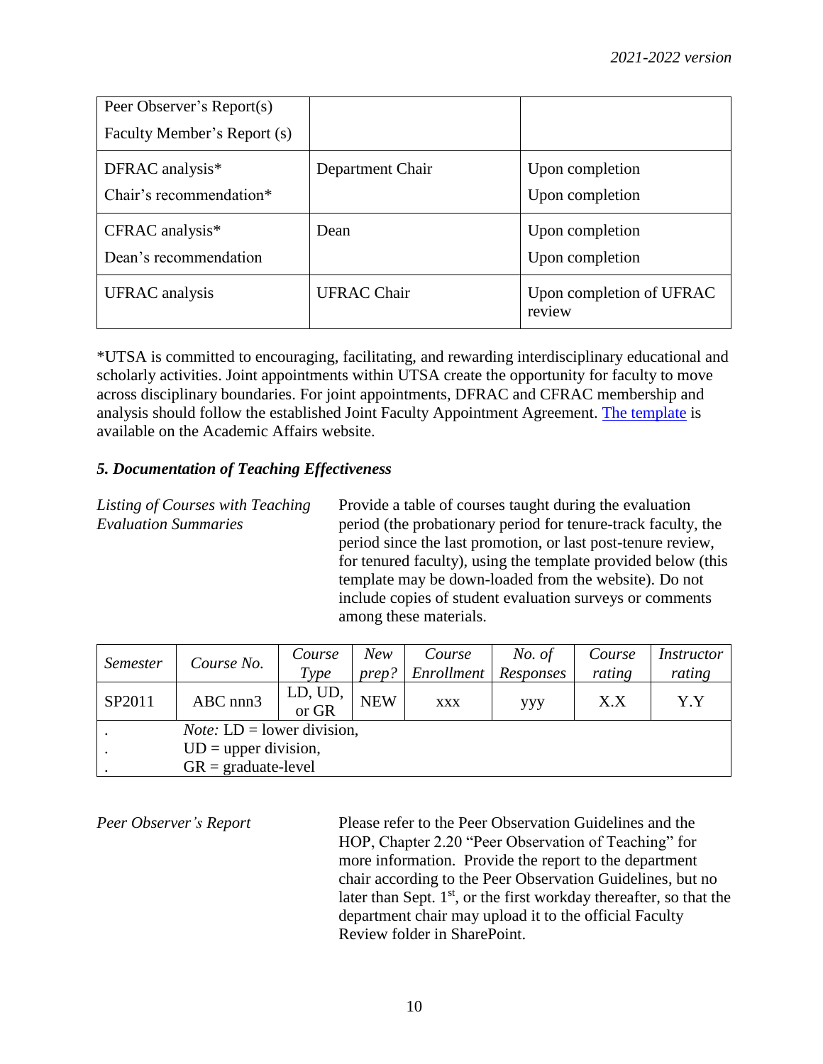| | | |
|---|---|---|
| Peer Observer's Report(s)<br>Faculty Member's Report (s) | | |
| DFRAC analysis*<br>Chair's recommendation* | Department Chair | Upon completion<br>Upon completion |
| CFRAC analysis*<br>Dean's recommendation | Dean | Upon completion<br>Upon completion |
| UFRAC analysis | UFRAC Chair | Upon completion of UFRAC review |

*UTSA is committed to encouraging, facilitating, and rewarding interdisciplinary educational and scholarly activities. Joint appointments within UTSA create the opportunity for faculty to move across disciplinary boundaries. For joint appointments, DFRAC and CFRAC membership and analysis should follow the established Joint Faculty Appointment Agreement. The template is available on the Academic Affairs website.

### *5. Documentation of Teaching Effectiveness*

*Listing of Courses with Teaching Evaluation Summaries*

Provide a table of courses taught during the evaluation period (the probationary period for tenure-track faculty, the period since the last promotion, or last post-tenure review, for tenured faculty), using the template provided below (this template may be down-loaded from the website). Do not include copies of student evaluation surveys or comments among these materials.

| *Semester* | *Course No.* | *Course Type* | *New prep?* | *Course Enrollment* | *No. of Responses* | *Course rating* | *Instructor rating* |
|---|---|---|---|---|---|---|---|
| SP2011 | ABC nnn3 | LD, UD, or GR | NEW | xxx | yyy | X.X | Y.Y |
| . | *Note:* LD = lower division, | | | | | | |
| . | UD = upper division, | | | | | | |
| . | GR = graduate-level | | | | | | |

*Peer Observer's Report*

Please refer to the Peer Observation Guidelines and the HOP, Chapter 2.20 "Peer Observation of Teaching" for more information. Provide the report to the department chair according to the Peer Observation Guidelines, but no later than Sept. 1st, or the first workday thereafter, so that the department chair may upload it to the official Faculty Review folder in SharePoint.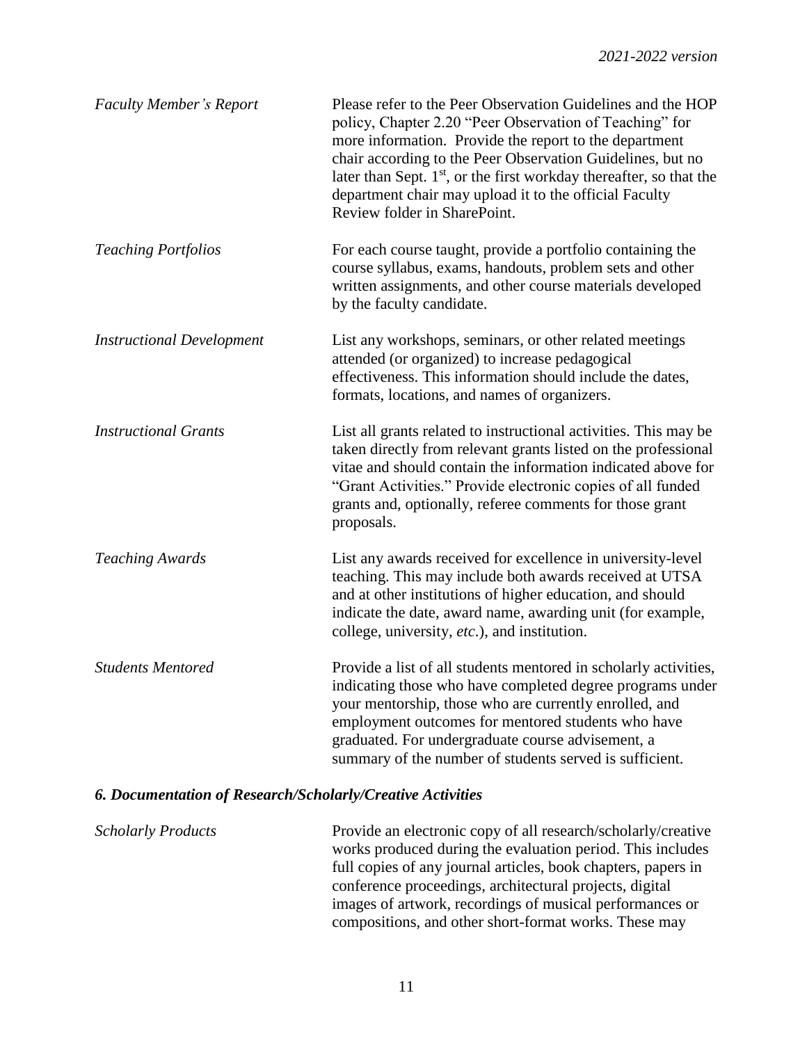*Faculty Member's Report* — Please refer to the Peer Observation Guidelines and the HOP policy, Chapter 2.20 "Peer Observation of Teaching" for more information. Provide the report to the department chair according to the Peer Observation Guidelines, but no later than Sept. 1st, or the first workday thereafter, so that the department chair may upload it to the official Faculty Review folder in SharePoint.

*Teaching Portfolios* — For each course taught, provide a portfolio containing the course syllabus, exams, handouts, problem sets and other written assignments, and other course materials developed by the faculty candidate.

*Instructional Development* — List any workshops, seminars, or other related meetings attended (or organized) to increase pedagogical effectiveness. This information should include the dates, formats, locations, and names of organizers.

*Instructional Grants* — List all grants related to instructional activities. This may be taken directly from relevant grants listed on the professional vitae and should contain the information indicated above for "Grant Activities." Provide electronic copies of all funded grants and, optionally, referee comments for those grant proposals.

*Teaching Awards* — List any awards received for excellence in university-level teaching. This may include both awards received at UTSA and at other institutions of higher education, and should indicate the date, award name, awarding unit (for example, college, university, *etc*.), and institution.

*Students Mentored* — Provide a list of all students mentored in scholarly activities, indicating those who have completed degree programs under your mentorship, those who are currently enrolled, and employment outcomes for mentored students who have graduated. For undergraduate course advisement, a summary of the number of students served is sufficient.

### *6. Documentation of Research/Scholarly/Creative Activities*

*Scholarly Products* — Provide an electronic copy of all research/scholarly/creative works produced during the evaluation period. This includes full copies of any journal articles, book chapters, papers in conference proceedings, architectural projects, digital images of artwork, recordings of musical performances or compositions, and other short-format works. These may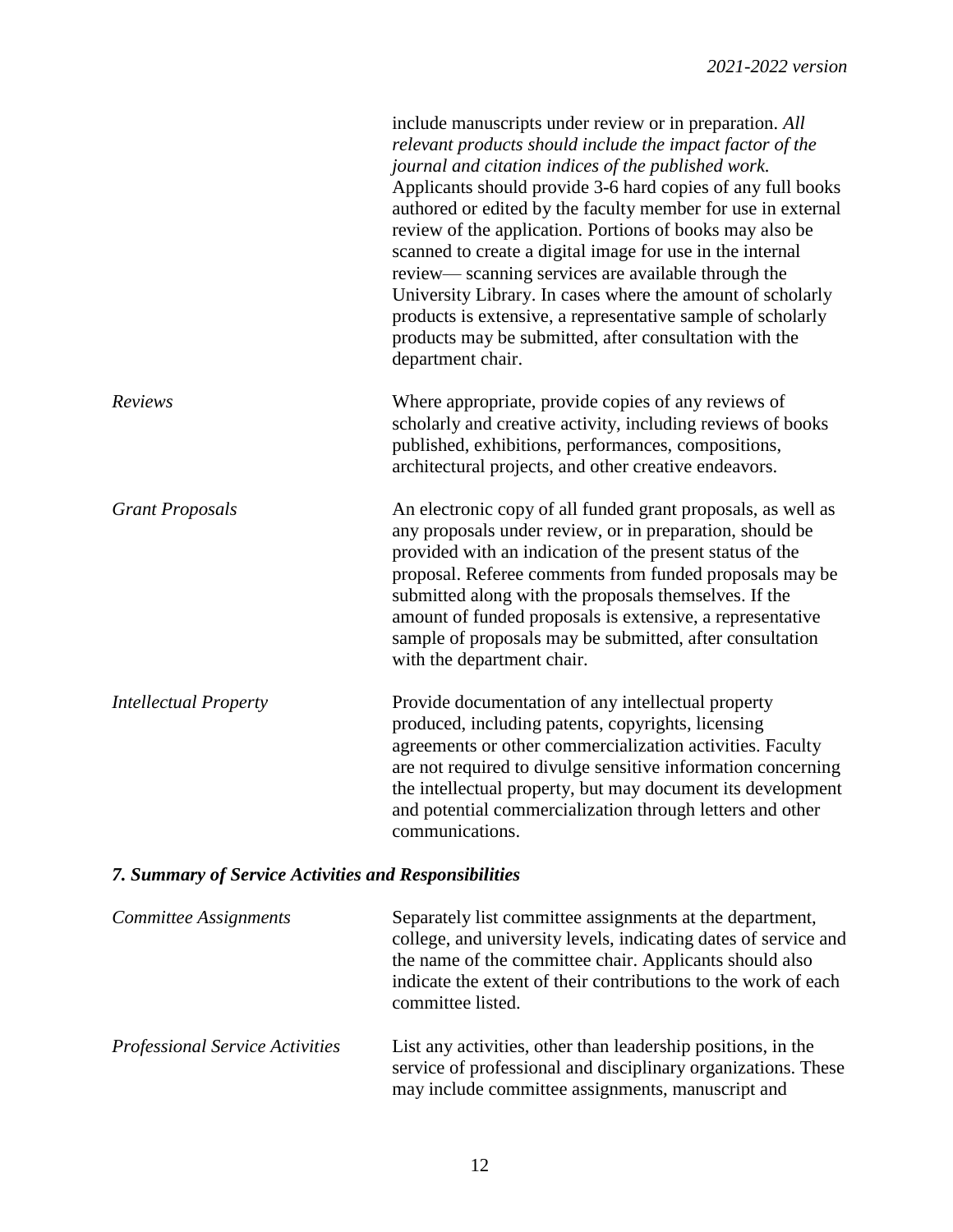include manuscripts under review or in preparation. *All relevant products should include the impact factor of the journal and citation indices of the published work.* Applicants should provide 3-6 hard copies of any full books authored or edited by the faculty member for use in external review of the application. Portions of books may also be scanned to create a digital image for use in the internal review— scanning services are available through the University Library. In cases where the amount of scholarly products is extensive, a representative sample of scholarly products may be submitted, after consultation with the department chair.

*Reviews*

Where appropriate, provide copies of any reviews of scholarly and creative activity, including reviews of books published, exhibitions, performances, compositions, architectural projects, and other creative endeavors.

*Grant Proposals*

An electronic copy of all funded grant proposals, as well as any proposals under review, or in preparation, should be provided with an indication of the present status of the proposal. Referee comments from funded proposals may be submitted along with the proposals themselves. If the amount of funded proposals is extensive, a representative sample of proposals may be submitted, after consultation with the department chair.

*Intellectual Property*

Provide documentation of any intellectual property produced, including patents, copyrights, licensing agreements or other commercialization activities. Faculty are not required to divulge sensitive information concerning the intellectual property, but may document its development and potential commercialization through letters and other communications.

### *7. Summary of Service Activities and Responsibilities*

*Committee Assignments*

Separately list committee assignments at the department, college, and university levels, indicating dates of service and the name of the committee chair. Applicants should also indicate the extent of their contributions to the work of each committee listed.

*Professional Service Activities*

List any activities, other than leadership positions, in the service of professional and disciplinary organizations. These may include committee assignments, manuscript and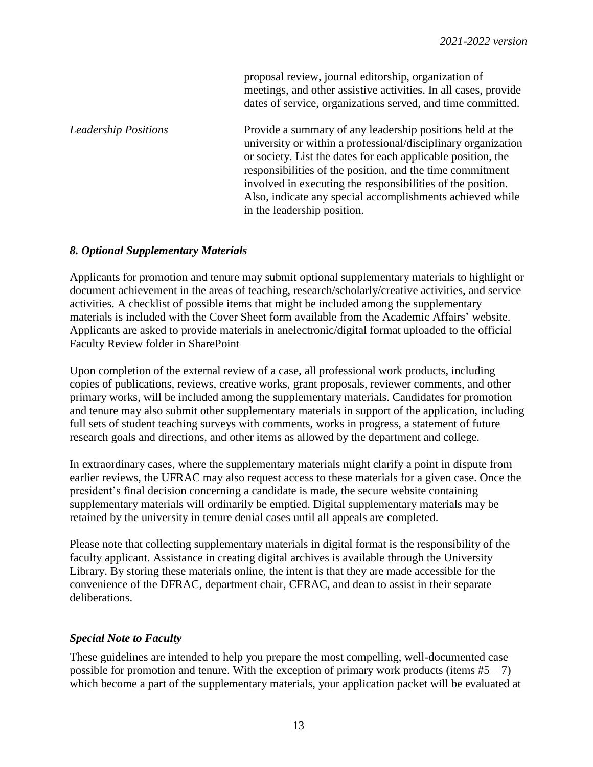proposal review, journal editorship, organization of meetings, and other assistive activities. In all cases, provide dates of service, organizations served, and time committed.

| | |
|---|---|
| *Leadership Positions* | Provide a summary of any leadership positions held at the university or within a professional/disciplinary organization or society. List the dates for each applicable position, the responsibilities of the position, and the time commitment involved in executing the responsibilities of the position. Also, indicate any special accomplishments achieved while in the leadership position. |

### *8. Optional Supplementary Materials*

Applicants for promotion and tenure may submit optional supplementary materials to highlight or document achievement in the areas of teaching, research/scholarly/creative activities, and service activities. A checklist of possible items that might be included among the supplementary materials is included with the Cover Sheet form available from the Academic Affairs' website. Applicants are asked to provide materials in anelectronic/digital format uploaded to the official Faculty Review folder in SharePoint

Upon completion of the external review of a case, all professional work products, including copies of publications, reviews, creative works, grant proposals, reviewer comments, and other primary works, will be included among the supplementary materials. Candidates for promotion and tenure may also submit other supplementary materials in support of the application, including full sets of student teaching surveys with comments, works in progress, a statement of future research goals and directions, and other items as allowed by the department and college.

In extraordinary cases, where the supplementary materials might clarify a point in dispute from earlier reviews, the UFRAC may also request access to these materials for a given case. Once the president's final decision concerning a candidate is made, the secure website containing supplementary materials will ordinarily be emptied. Digital supplementary materials may be retained by the university in tenure denial cases until all appeals are completed.

Please note that collecting supplementary materials in digital format is the responsibility of the faculty applicant. Assistance in creating digital archives is available through the University Library. By storing these materials online, the intent is that they are made accessible for the convenience of the DFRAC, department chair, CFRAC, and dean to assist in their separate deliberations.

### *Special Note to Faculty*

These guidelines are intended to help you prepare the most compelling, well-documented case possible for promotion and tenure. With the exception of primary work products (items #5 – 7) which become a part of the supplementary materials, your application packet will be evaluated at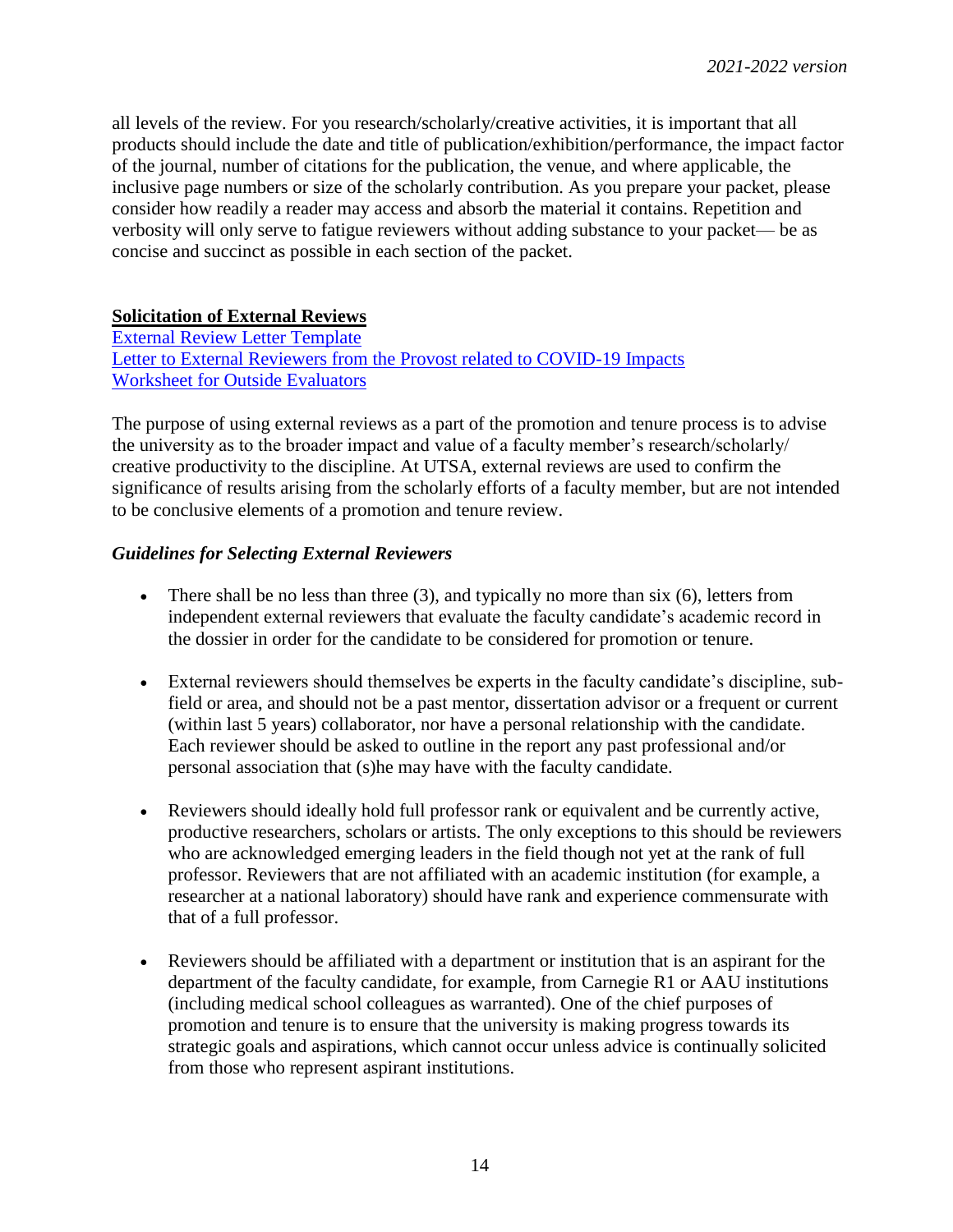all levels of the review. For you research/scholarly/creative activities, it is important that all products should include the date and title of publication/exhibition/performance, the impact factor of the journal, number of citations for the publication, the venue, and where applicable, the inclusive page numbers or size of the scholarly contribution. As you prepare your packet, please consider how readily a reader may access and absorb the material it contains. Repetition and verbosity will only serve to fatigue reviewers without adding substance to your packet— be as concise and succinct as possible in each section of the packet.

## Solicitation of External Reviews

External Review Letter Template
Letter to External Reviewers from the Provost related to COVID-19 Impacts
Worksheet for Outside Evaluators

The purpose of using external reviews as a part of the promotion and tenure process is to advise the university as to the broader impact and value of a faculty member's research/scholarly/creative productivity to the discipline. At UTSA, external reviews are used to confirm the significance of results arising from the scholarly efforts of a faculty member, but are not intended to be conclusive elements of a promotion and tenure review.

### *Guidelines for Selecting External Reviewers*

- There shall be no less than three (3), and typically no more than six (6), letters from independent external reviewers that evaluate the faculty candidate's academic record in the dossier in order for the candidate to be considered for promotion or tenure.

- External reviewers should themselves be experts in the faculty candidate's discipline, sub-field or area, and should not be a past mentor, dissertation advisor or a frequent or current (within last 5 years) collaborator, nor have a personal relationship with the candidate. Each reviewer should be asked to outline in the report any past professional and/or personal association that (s)he may have with the faculty candidate.

- Reviewers should ideally hold full professor rank or equivalent and be currently active, productive researchers, scholars or artists. The only exceptions to this should be reviewers who are acknowledged emerging leaders in the field though not yet at the rank of full professor. Reviewers that are not affiliated with an academic institution (for example, a researcher at a national laboratory) should have rank and experience commensurate with that of a full professor.

- Reviewers should be affiliated with a department or institution that is an aspirant for the department of the faculty candidate, for example, from Carnegie R1 or AAU institutions (including medical school colleagues as warranted). One of the chief purposes of promotion and tenure is to ensure that the university is making progress towards its strategic goals and aspirations, which cannot occur unless advice is continually solicited from those who represent aspirant institutions.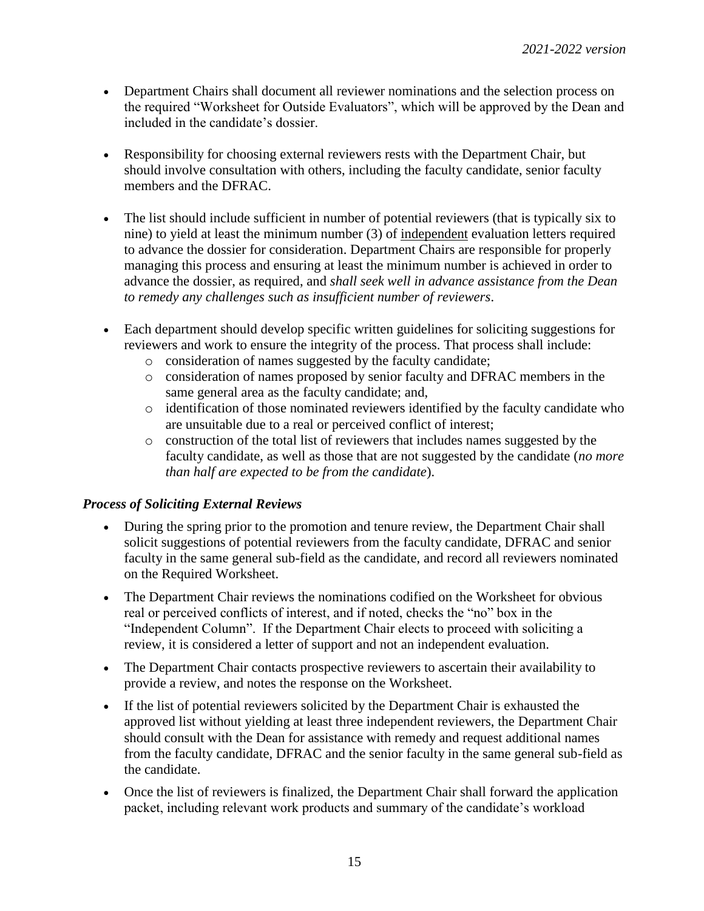- Department Chairs shall document all reviewer nominations and the selection process on the required "Worksheet for Outside Evaluators", which will be approved by the Dean and included in the candidate's dossier.

- Responsibility for choosing external reviewers rests with the Department Chair, but should involve consultation with others, including the faculty candidate, senior faculty members and the DFRAC.

- The list should include sufficient in number of potential reviewers (that is typically six to nine) to yield at least the minimum number (3) of <u>independent</u> evaluation letters required to advance the dossier for consideration. Department Chairs are responsible for properly managing this process and ensuring at least the minimum number is achieved in order to advance the dossier, as required, and *shall seek well in advance assistance from the Dean to remedy any challenges such as insufficient number of reviewers*.

- Each department should develop specific written guidelines for soliciting suggestions for reviewers and work to ensure the integrity of the process. That process shall include:
  - consideration of names suggested by the faculty candidate;
  - consideration of names proposed by senior faculty and DFRAC members in the same general area as the faculty candidate; and,
  - identification of those nominated reviewers identified by the faculty candidate who are unsuitable due to a real or perceived conflict of interest;
  - construction of the total list of reviewers that includes names suggested by the faculty candidate, as well as those that are not suggested by the candidate (*no more than half are expected to be from the candidate*).

### *Process of Soliciting External Reviews*

- During the spring prior to the promotion and tenure review, the Department Chair shall solicit suggestions of potential reviewers from the faculty candidate, DFRAC and senior faculty in the same general sub-field as the candidate, and record all reviewers nominated on the Required Worksheet.
- The Department Chair reviews the nominations codified on the Worksheet for obvious real or perceived conflicts of interest, and if noted, checks the "no" box in the "Independent Column". If the Department Chair elects to proceed with soliciting a review, it is considered a letter of support and not an independent evaluation.
- The Department Chair contacts prospective reviewers to ascertain their availability to provide a review, and notes the response on the Worksheet.
- If the list of potential reviewers solicited by the Department Chair is exhausted the approved list without yielding at least three independent reviewers, the Department Chair should consult with the Dean for assistance with remedy and request additional names from the faculty candidate, DFRAC and the senior faculty in the same general sub-field as the candidate.
- Once the list of reviewers is finalized, the Department Chair shall forward the application packet, including relevant work products and summary of the candidate's workload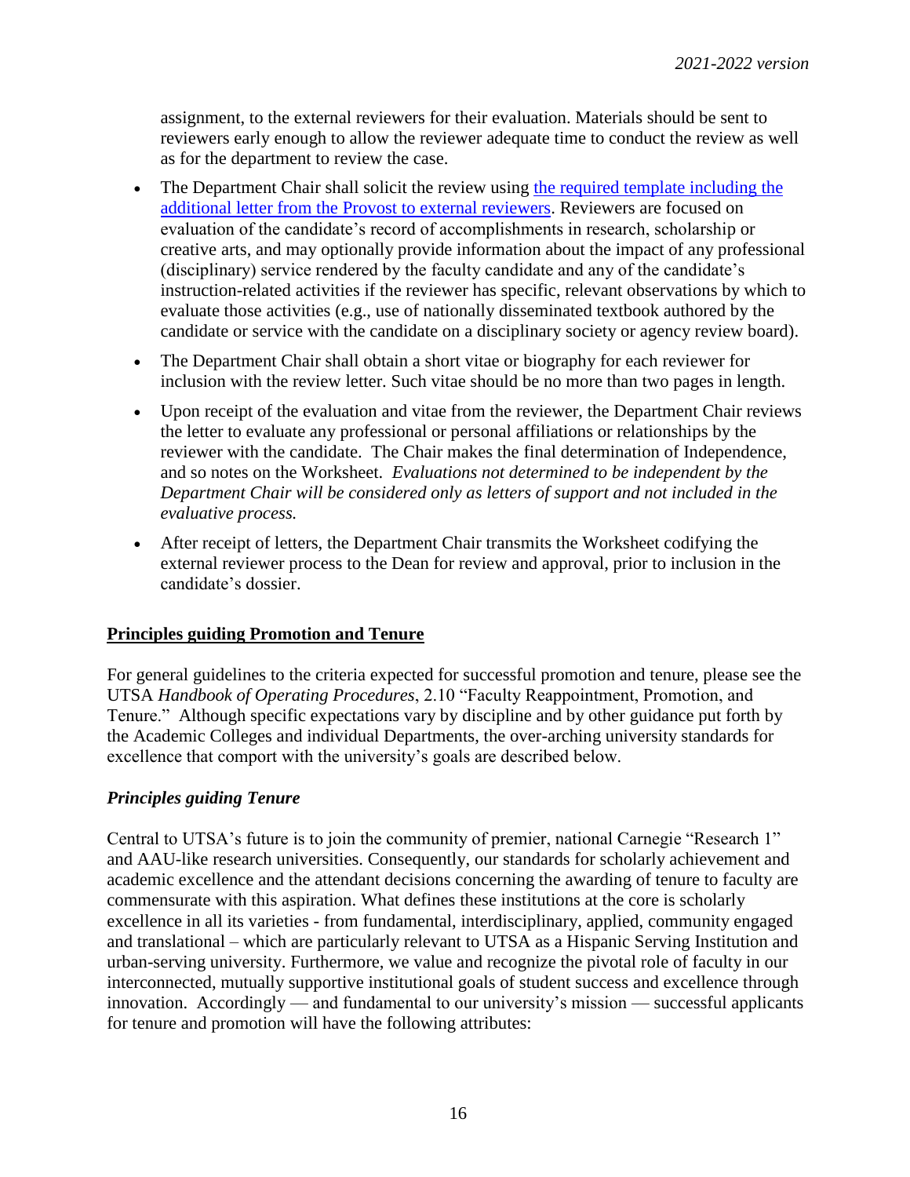assignment, to the external reviewers for their evaluation. Materials should be sent to reviewers early enough to allow the reviewer adequate time to conduct the review as well as for the department to review the case.

- The Department Chair shall solicit the review using the required template including the additional letter from the Provost to external reviewers. Reviewers are focused on evaluation of the candidate's record of accomplishments in research, scholarship or creative arts, and may optionally provide information about the impact of any professional (disciplinary) service rendered by the faculty candidate and any of the candidate's instruction-related activities if the reviewer has specific, relevant observations by which to evaluate those activities (e.g., use of nationally disseminated textbook authored by the candidate or service with the candidate on a disciplinary society or agency review board).
- The Department Chair shall obtain a short vitae or biography for each reviewer for inclusion with the review letter. Such vitae should be no more than two pages in length.
- Upon receipt of the evaluation and vitae from the reviewer, the Department Chair reviews the letter to evaluate any professional or personal affiliations or relationships by the reviewer with the candidate. The Chair makes the final determination of Independence, and so notes on the Worksheet. *Evaluations not determined to be independent by the Department Chair will be considered only as letters of support and not included in the evaluative process.*
- After receipt of letters, the Department Chair transmits the Worksheet codifying the external reviewer process to the Dean for review and approval, prior to inclusion in the candidate's dossier.

## Principles guiding Promotion and Tenure

For general guidelines to the criteria expected for successful promotion and tenure, please see the UTSA *Handbook of Operating Procedures*, 2.10 "Faculty Reappointment, Promotion, and Tenure." Although specific expectations vary by discipline and by other guidance put forth by the Academic Colleges and individual Departments, the over-arching university standards for excellence that comport with the university's goals are described below.

### *Principles guiding Tenure*

Central to UTSA's future is to join the community of premier, national Carnegie "Research 1" and AAU-like research universities. Consequently, our standards for scholarly achievement and academic excellence and the attendant decisions concerning the awarding of tenure to faculty are commensurate with this aspiration. What defines these institutions at the core is scholarly excellence in all its varieties - from fundamental, interdisciplinary, applied, community engaged and translational – which are particularly relevant to UTSA as a Hispanic Serving Institution and urban-serving university. Furthermore, we value and recognize the pivotal role of faculty in our interconnected, mutually supportive institutional goals of student success and excellence through innovation. Accordingly — and fundamental to our university's mission — successful applicants for tenure and promotion will have the following attributes: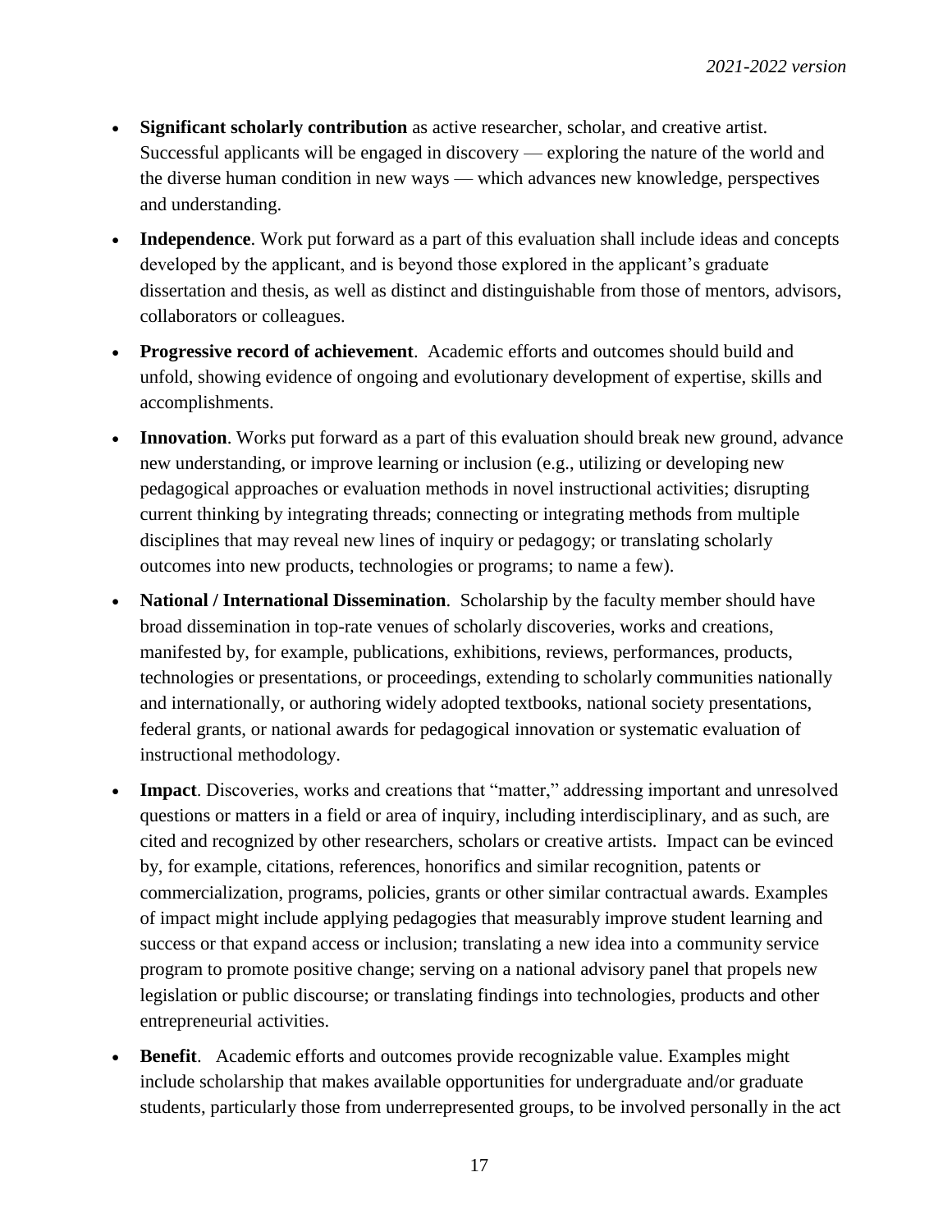- **Significant scholarly contribution** as active researcher, scholar, and creative artist. Successful applicants will be engaged in discovery — exploring the nature of the world and the diverse human condition in new ways — which advances new knowledge, perspectives and understanding.
- **Independence**. Work put forward as a part of this evaluation shall include ideas and concepts developed by the applicant, and is beyond those explored in the applicant's graduate dissertation and thesis, as well as distinct and distinguishable from those of mentors, advisors, collaborators or colleagues.
- **Progressive record of achievement**. Academic efforts and outcomes should build and unfold, showing evidence of ongoing and evolutionary development of expertise, skills and accomplishments.
- **Innovation**. Works put forward as a part of this evaluation should break new ground, advance new understanding, or improve learning or inclusion (e.g., utilizing or developing new pedagogical approaches or evaluation methods in novel instructional activities; disrupting current thinking by integrating threads; connecting or integrating methods from multiple disciplines that may reveal new lines of inquiry or pedagogy; or translating scholarly outcomes into new products, technologies or programs; to name a few).
- **National / International Dissemination**. Scholarship by the faculty member should have broad dissemination in top-rate venues of scholarly discoveries, works and creations, manifested by, for example, publications, exhibitions, reviews, performances, products, technologies or presentations, or proceedings, extending to scholarly communities nationally and internationally, or authoring widely adopted textbooks, national society presentations, federal grants, or national awards for pedagogical innovation or systematic evaluation of instructional methodology.
- **Impact**. Discoveries, works and creations that "matter," addressing important and unresolved questions or matters in a field or area of inquiry, including interdisciplinary, and as such, are cited and recognized by other researchers, scholars or creative artists. Impact can be evinced by, for example, citations, references, honorifics and similar recognition, patents or commercialization, programs, policies, grants or other similar contractual awards. Examples of impact might include applying pedagogies that measurably improve student learning and success or that expand access or inclusion; translating a new idea into a community service program to promote positive change; serving on a national advisory panel that propels new legislation or public discourse; or translating findings into technologies, products and other entrepreneurial activities.
- **Benefit**. Academic efforts and outcomes provide recognizable value. Examples might include scholarship that makes available opportunities for undergraduate and/or graduate students, particularly those from underrepresented groups, to be involved personally in the act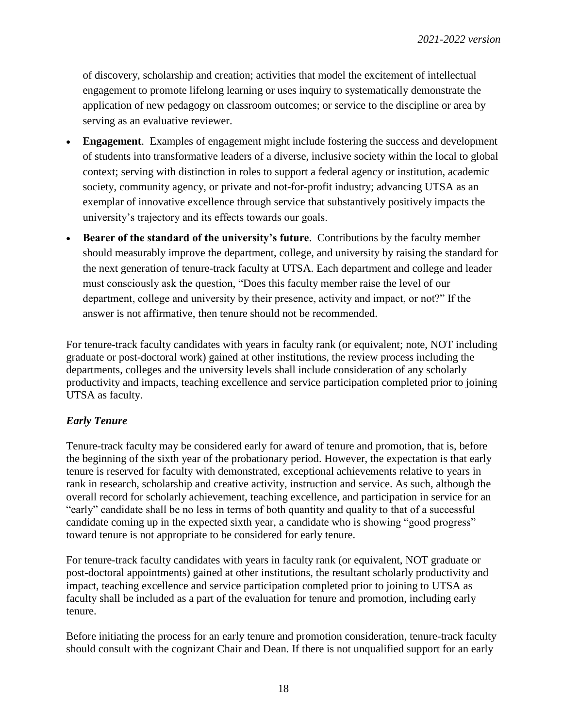of discovery, scholarship and creation; activities that model the excitement of intellectual engagement to promote lifelong learning or uses inquiry to systematically demonstrate the application of new pedagogy on classroom outcomes; or service to the discipline or area by serving as an evaluative reviewer.

- **Engagement**. Examples of engagement might include fostering the success and development of students into transformative leaders of a diverse, inclusive society within the local to global context; serving with distinction in roles to support a federal agency or institution, academic society, community agency, or private and not-for-profit industry; advancing UTSA as an exemplar of innovative excellence through service that substantively positively impacts the university's trajectory and its effects towards our goals.
- **Bearer of the standard of the university's future**. Contributions by the faculty member should measurably improve the department, college, and university by raising the standard for the next generation of tenure-track faculty at UTSA. Each department and college and leader must consciously ask the question, "Does this faculty member raise the level of our department, college and university by their presence, activity and impact, or not?" If the answer is not affirmative, then tenure should not be recommended.

For tenure-track faculty candidates with years in faculty rank (or equivalent; note, NOT including graduate or post-doctoral work) gained at other institutions, the review process including the departments, colleges and the university levels shall include consideration of any scholarly productivity and impacts, teaching excellence and service participation completed prior to joining UTSA as faculty.

### *Early Tenure*

Tenure-track faculty may be considered early for award of tenure and promotion, that is, before the beginning of the sixth year of the probationary period. However, the expectation is that early tenure is reserved for faculty with demonstrated, exceptional achievements relative to years in rank in research, scholarship and creative activity, instruction and service. As such, although the overall record for scholarly achievement, teaching excellence, and participation in service for an "early" candidate shall be no less in terms of both quantity and quality to that of a successful candidate coming up in the expected sixth year, a candidate who is showing "good progress" toward tenure is not appropriate to be considered for early tenure.

For tenure-track faculty candidates with years in faculty rank (or equivalent, NOT graduate or post-doctoral appointments) gained at other institutions, the resultant scholarly productivity and impact, teaching excellence and service participation completed prior to joining to UTSA as faculty shall be included as a part of the evaluation for tenure and promotion, including early tenure.

Before initiating the process for an early tenure and promotion consideration, tenure-track faculty should consult with the cognizant Chair and Dean. If there is not unqualified support for an early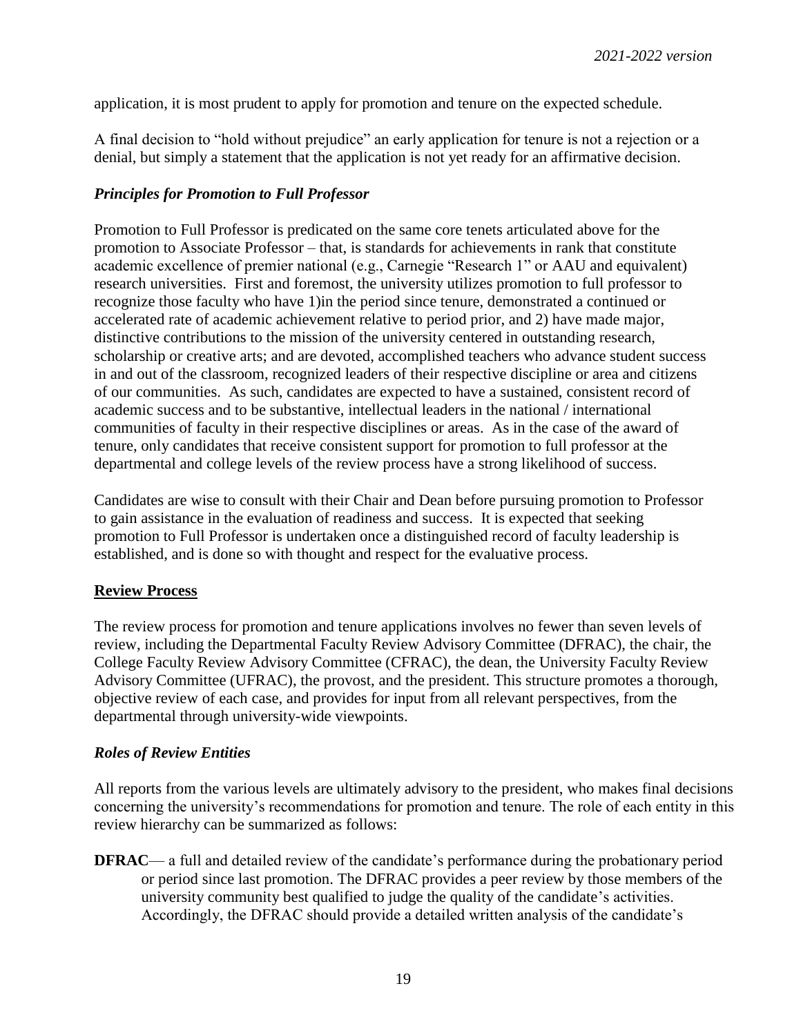application, it is most prudent to apply for promotion and tenure on the expected schedule.

A final decision to "hold without prejudice" an early application for tenure is not a rejection or a denial, but simply a statement that the application is not yet ready for an affirmative decision.

### *Principles for Promotion to Full Professor*

Promotion to Full Professor is predicated on the same core tenets articulated above for the promotion to Associate Professor – that, is standards for achievements in rank that constitute academic excellence of premier national (e.g., Carnegie "Research 1" or AAU and equivalent) research universities. First and foremost, the university utilizes promotion to full professor to recognize those faculty who have 1)in the period since tenure, demonstrated a continued or accelerated rate of academic achievement relative to period prior, and 2) have made major, distinctive contributions to the mission of the university centered in outstanding research, scholarship or creative arts; and are devoted, accomplished teachers who advance student success in and out of the classroom, recognized leaders of their respective discipline or area and citizens of our communities. As such, candidates are expected to have a sustained, consistent record of academic success and to be substantive, intellectual leaders in the national / international communities of faculty in their respective disciplines or areas. As in the case of the award of tenure, only candidates that receive consistent support for promotion to full professor at the departmental and college levels of the review process have a strong likelihood of success.

Candidates are wise to consult with their Chair and Dean before pursuing promotion to Professor to gain assistance in the evaluation of readiness and success. It is expected that seeking promotion to Full Professor is undertaken once a distinguished record of faculty leadership is established, and is done so with thought and respect for the evaluative process.

## Review Process

The review process for promotion and tenure applications involves no fewer than seven levels of review, including the Departmental Faculty Review Advisory Committee (DFRAC), the chair, the College Faculty Review Advisory Committee (CFRAC), the dean, the University Faculty Review Advisory Committee (UFRAC), the provost, and the president. This structure promotes a thorough, objective review of each case, and provides for input from all relevant perspectives, from the departmental through university-wide viewpoints.

### *Roles of Review Entities*

All reports from the various levels are ultimately advisory to the president, who makes final decisions concerning the university's recommendations for promotion and tenure. The role of each entity in this review hierarchy can be summarized as follows:

**DFRAC**— a full and detailed review of the candidate's performance during the probationary period or period since last promotion. The DFRAC provides a peer review by those members of the university community best qualified to judge the quality of the candidate's activities. Accordingly, the DFRAC should provide a detailed written analysis of the candidate's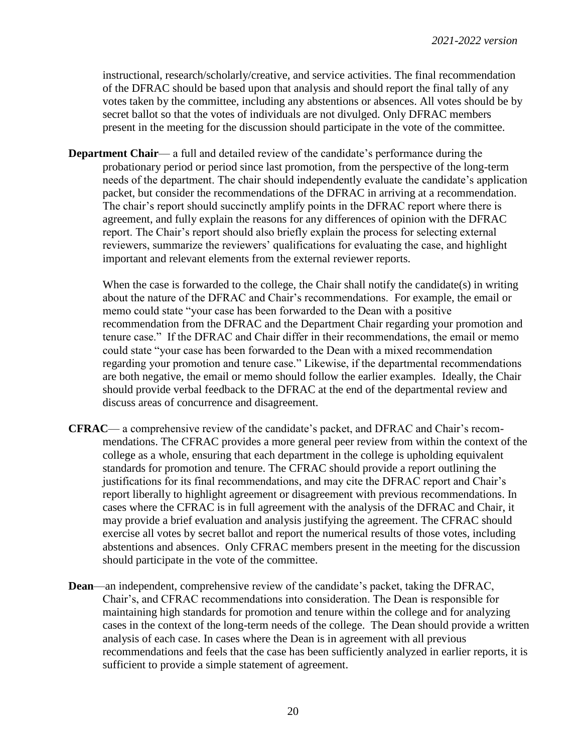instructional, research/scholarly/creative, and service activities. The final recommendation of the DFRAC should be based upon that analysis and should report the final tally of any votes taken by the committee, including any abstentions or absences. All votes should be by secret ballot so that the votes of individuals are not divulged. Only DFRAC members present in the meeting for the discussion should participate in the vote of the committee.

**Department Chair**— a full and detailed review of the candidate's performance during the probationary period or period since last promotion, from the perspective of the long-term needs of the department. The chair should independently evaluate the candidate's application packet, but consider the recommendations of the DFRAC in arriving at a recommendation. The chair's report should succinctly amplify points in the DFRAC report where there is agreement, and fully explain the reasons for any differences of opinion with the DFRAC report. The Chair's report should also briefly explain the process for selecting external reviewers, summarize the reviewers' qualifications for evaluating the case, and highlight important and relevant elements from the external reviewer reports.

When the case is forwarded to the college, the Chair shall notify the candidate(s) in writing about the nature of the DFRAC and Chair's recommendations. For example, the email or memo could state "your case has been forwarded to the Dean with a positive recommendation from the DFRAC and the Department Chair regarding your promotion and tenure case." If the DFRAC and Chair differ in their recommendations, the email or memo could state "your case has been forwarded to the Dean with a mixed recommendation regarding your promotion and tenure case." Likewise, if the departmental recommendations are both negative, the email or memo should follow the earlier examples. Ideally, the Chair should provide verbal feedback to the DFRAC at the end of the departmental review and discuss areas of concurrence and disagreement.

**CFRAC**— a comprehensive review of the candidate's packet, and DFRAC and Chair's recommendations. The CFRAC provides a more general peer review from within the context of the college as a whole, ensuring that each department in the college is upholding equivalent standards for promotion and tenure. The CFRAC should provide a report outlining the justifications for its final recommendations, and may cite the DFRAC report and Chair's report liberally to highlight agreement or disagreement with previous recommendations. In cases where the CFRAC is in full agreement with the analysis of the DFRAC and Chair, it may provide a brief evaluation and analysis justifying the agreement. The CFRAC should exercise all votes by secret ballot and report the numerical results of those votes, including abstentions and absences. Only CFRAC members present in the meeting for the discussion should participate in the vote of the committee.

**Dean**—an independent, comprehensive review of the candidate's packet, taking the DFRAC, Chair's, and CFRAC recommendations into consideration. The Dean is responsible for maintaining high standards for promotion and tenure within the college and for analyzing cases in the context of the long-term needs of the college. The Dean should provide a written analysis of each case. In cases where the Dean is in agreement with all previous recommendations and feels that the case has been sufficiently analyzed in earlier reports, it is sufficient to provide a simple statement of agreement.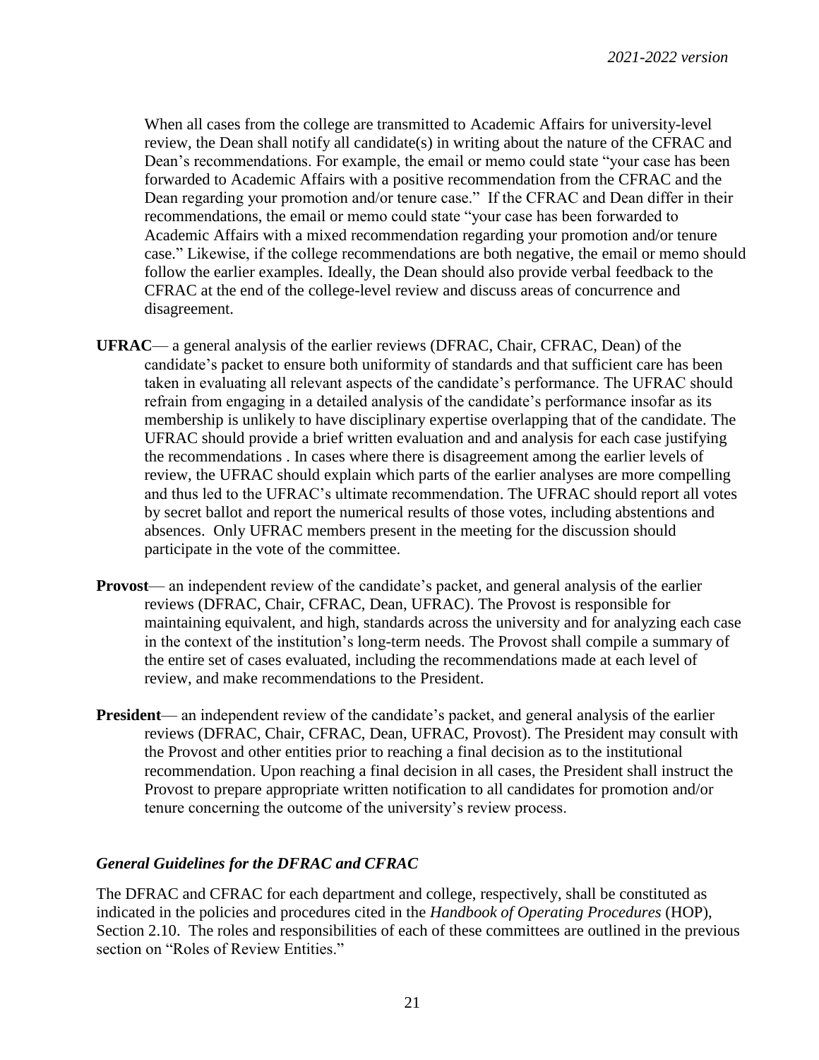When all cases from the college are transmitted to Academic Affairs for university-level review, the Dean shall notify all candidate(s) in writing about the nature of the CFRAC and Dean's recommendations. For example, the email or memo could state "your case has been forwarded to Academic Affairs with a positive recommendation from the CFRAC and the Dean regarding your promotion and/or tenure case." If the CFRAC and Dean differ in their recommendations, the email or memo could state "your case has been forwarded to Academic Affairs with a mixed recommendation regarding your promotion and/or tenure case." Likewise, if the college recommendations are both negative, the email or memo should follow the earlier examples. Ideally, the Dean should also provide verbal feedback to the CFRAC at the end of the college-level review and discuss areas of concurrence and disagreement.

**UFRAC**— a general analysis of the earlier reviews (DFRAC, Chair, CFRAC, Dean) of the candidate's packet to ensure both uniformity of standards and that sufficient care has been taken in evaluating all relevant aspects of the candidate's performance. The UFRAC should refrain from engaging in a detailed analysis of the candidate's performance insofar as its membership is unlikely to have disciplinary expertise overlapping that of the candidate. The UFRAC should provide a brief written evaluation and and analysis for each case justifying the recommendations . In cases where there is disagreement among the earlier levels of review, the UFRAC should explain which parts of the earlier analyses are more compelling and thus led to the UFRAC's ultimate recommendation. The UFRAC should report all votes by secret ballot and report the numerical results of those votes, including abstentions and absences. Only UFRAC members present in the meeting for the discussion should participate in the vote of the committee.

**Provost**— an independent review of the candidate's packet, and general analysis of the earlier reviews (DFRAC, Chair, CFRAC, Dean, UFRAC). The Provost is responsible for maintaining equivalent, and high, standards across the university and for analyzing each case in the context of the institution's long-term needs. The Provost shall compile a summary of the entire set of cases evaluated, including the recommendations made at each level of review, and make recommendations to the President.

**President**— an independent review of the candidate's packet, and general analysis of the earlier reviews (DFRAC, Chair, CFRAC, Dean, UFRAC, Provost). The President may consult with the Provost and other entities prior to reaching a final decision as to the institutional recommendation. Upon reaching a final decision in all cases, the President shall instruct the Provost to prepare appropriate written notification to all candidates for promotion and/or tenure concerning the outcome of the university's review process.

### *General Guidelines for the DFRAC and CFRAC*

The DFRAC and CFRAC for each department and college, respectively, shall be constituted as indicated in the policies and procedures cited in the *Handbook of Operating Procedures* (HOP), Section 2.10. The roles and responsibilities of each of these committees are outlined in the previous section on "Roles of Review Entities."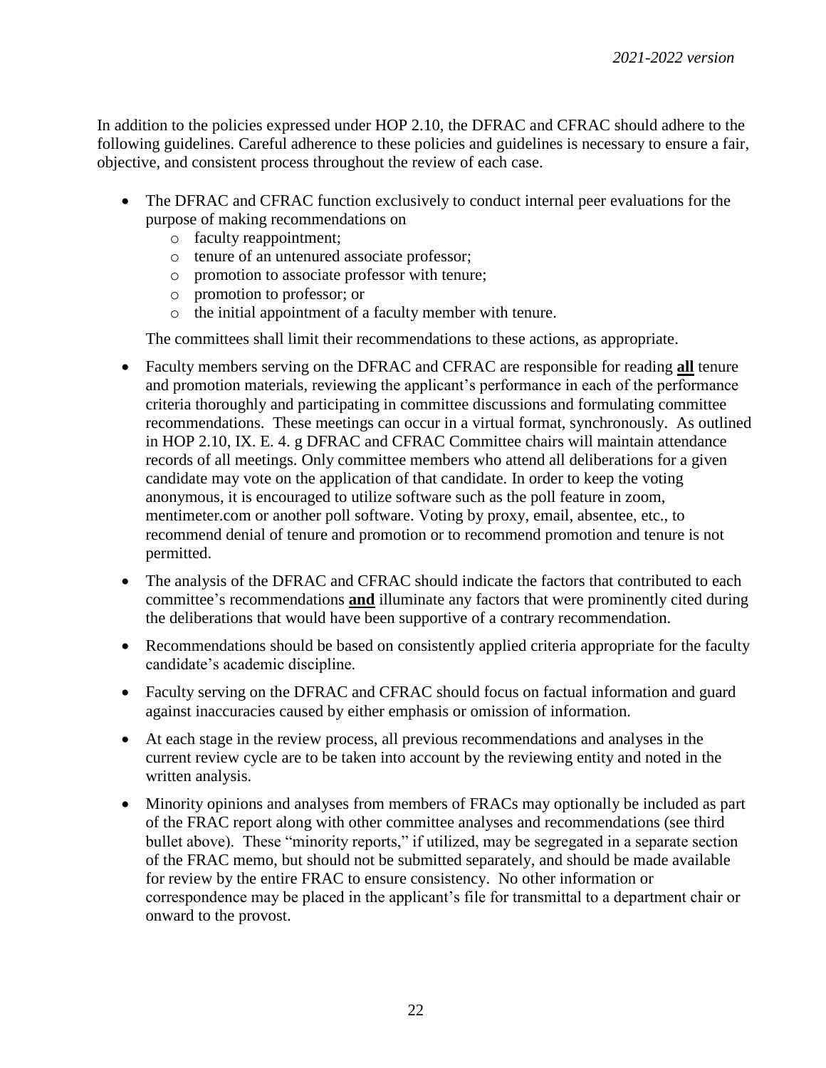In addition to the policies expressed under HOP 2.10, the DFRAC and CFRAC should adhere to the following guidelines. Careful adherence to these policies and guidelines is necessary to ensure a fair, objective, and consistent process throughout the review of each case.

- The DFRAC and CFRAC function exclusively to conduct internal peer evaluations for the purpose of making recommendations on
    - faculty reappointment;
    - tenure of an untenured associate professor;
    - promotion to associate professor with tenure;
    - promotion to professor; or
    - the initial appointment of a faculty member with tenure.

  The committees shall limit their recommendations to these actions, as appropriate.

- Faculty members serving on the DFRAC and CFRAC are responsible for reading **all** tenure and promotion materials, reviewing the applicant's performance in each of the performance criteria thoroughly and participating in committee discussions and formulating committee recommendations. These meetings can occur in a virtual format, synchronously. As outlined in HOP 2.10, IX. E. 4. g DFRAC and CFRAC Committee chairs will maintain attendance records of all meetings. Only committee members who attend all deliberations for a given candidate may vote on the application of that candidate. In order to keep the voting anonymous, it is encouraged to utilize software such as the poll feature in zoom, mentimeter.com or another poll software. Voting by proxy, email, absentee, etc., to recommend denial of tenure and promotion or to recommend promotion and tenure is not permitted.

- The analysis of the DFRAC and CFRAC should indicate the factors that contributed to each committee's recommendations **and** illuminate any factors that were prominently cited during the deliberations that would have been supportive of a contrary recommendation.

- Recommendations should be based on consistently applied criteria appropriate for the faculty candidate's academic discipline.

- Faculty serving on the DFRAC and CFRAC should focus on factual information and guard against inaccuracies caused by either emphasis or omission of information.

- At each stage in the review process, all previous recommendations and analyses in the current review cycle are to be taken into account by the reviewing entity and noted in the written analysis.

- Minority opinions and analyses from members of FRACs may optionally be included as part of the FRAC report along with other committee analyses and recommendations (see third bullet above). These "minority reports," if utilized, may be segregated in a separate section of the FRAC memo, but should not be submitted separately, and should be made available for review by the entire FRAC to ensure consistency. No other information or correspondence may be placed in the applicant's file for transmittal to a department chair or onward to the provost.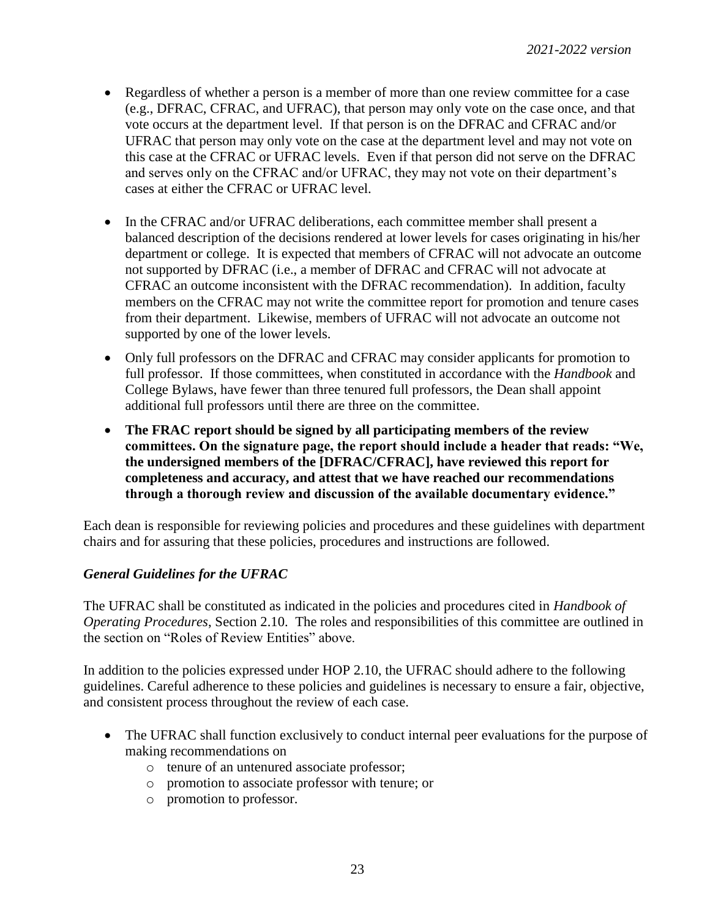- Regardless of whether a person is a member of more than one review committee for a case (e.g., DFRAC, CFRAC, and UFRAC), that person may only vote on the case once, and that vote occurs at the department level. If that person is on the DFRAC and CFRAC and/or UFRAC that person may only vote on the case at the department level and may not vote on this case at the CFRAC or UFRAC levels. Even if that person did not serve on the DFRAC and serves only on the CFRAC and/or UFRAC, they may not vote on their department's cases at either the CFRAC or UFRAC level.

- In the CFRAC and/or UFRAC deliberations, each committee member shall present a balanced description of the decisions rendered at lower levels for cases originating in his/her department or college. It is expected that members of CFRAC will not advocate an outcome not supported by DFRAC (i.e., a member of DFRAC and CFRAC will not advocate at CFRAC an outcome inconsistent with the DFRAC recommendation). In addition, faculty members on the CFRAC may not write the committee report for promotion and tenure cases from their department. Likewise, members of UFRAC will not advocate an outcome not supported by one of the lower levels.

- Only full professors on the DFRAC and CFRAC may consider applicants for promotion to full professor. If those committees, when constituted in accordance with the *Handbook* and College Bylaws, have fewer than three tenured full professors, the Dean shall appoint additional full professors until there are three on the committee.

- **The FRAC report should be signed by all participating members of the review committees. On the signature page, the report should include a header that reads: "We, the undersigned members of the [DFRAC/CFRAC], have reviewed this report for completeness and accuracy, and attest that we have reached our recommendations through a thorough review and discussion of the available documentary evidence."**

Each dean is responsible for reviewing policies and procedures and these guidelines with department chairs and for assuring that these policies, procedures and instructions are followed.

### *General Guidelines for the UFRAC*

The UFRAC shall be constituted as indicated in the policies and procedures cited in *Handbook of Operating Procedures*, Section 2.10. The roles and responsibilities of this committee are outlined in the section on "Roles of Review Entities" above.

In addition to the policies expressed under HOP 2.10, the UFRAC should adhere to the following guidelines. Careful adherence to these policies and guidelines is necessary to ensure a fair, objective, and consistent process throughout the review of each case.

- The UFRAC shall function exclusively to conduct internal peer evaluations for the purpose of making recommendations on
  - tenure of an untenured associate professor;
  - promotion to associate professor with tenure; or
  - promotion to professor.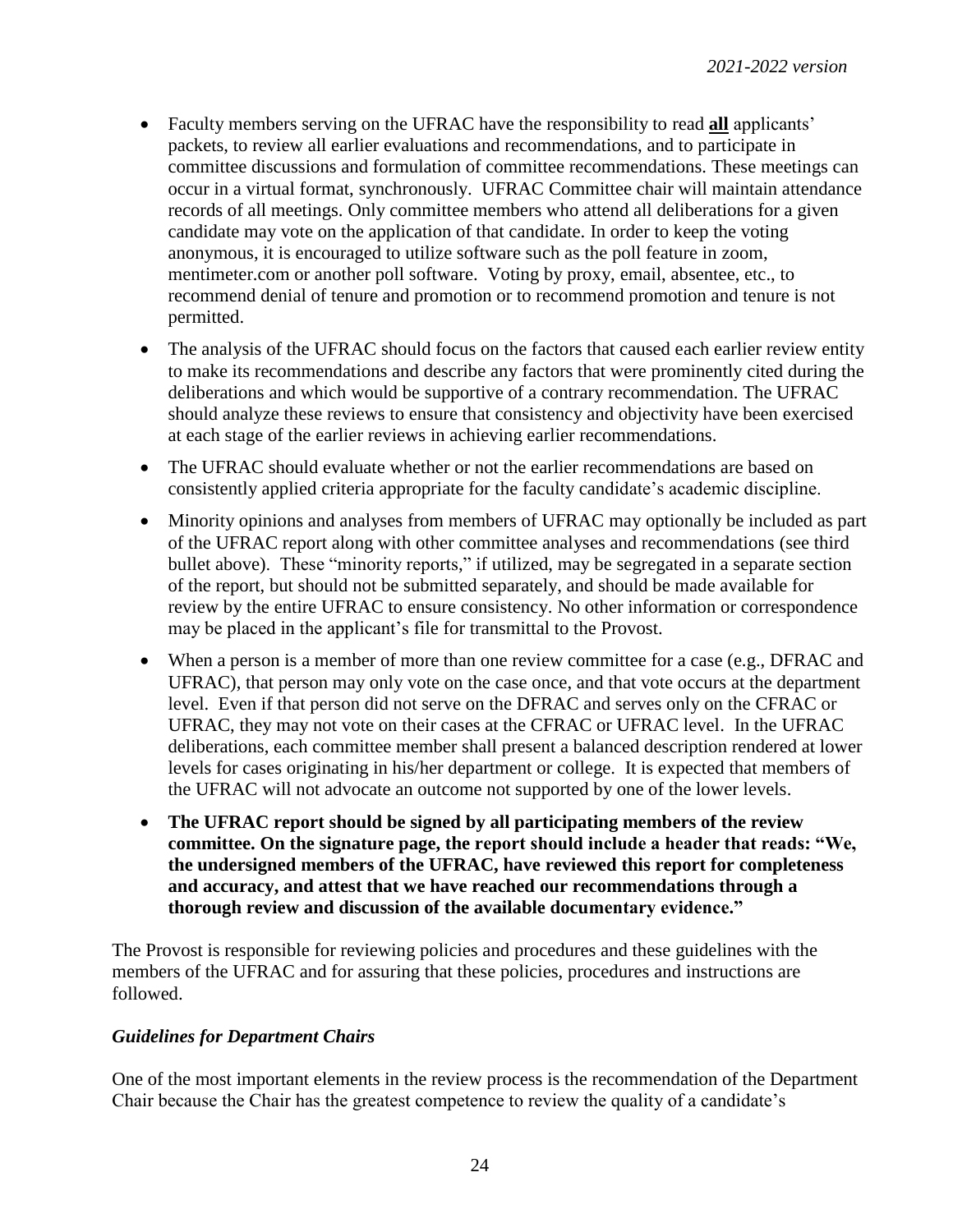- Faculty members serving on the UFRAC have the responsibility to read **all** applicants' packets, to review all earlier evaluations and recommendations, and to participate in committee discussions and formulation of committee recommendations. These meetings can occur in a virtual format, synchronously. UFRAC Committee chair will maintain attendance records of all meetings. Only committee members who attend all deliberations for a given candidate may vote on the application of that candidate. In order to keep the voting anonymous, it is encouraged to utilize software such as the poll feature in zoom, mentimeter.com or another poll software. Voting by proxy, email, absentee, etc., to recommend denial of tenure and promotion or to recommend promotion and tenure is not permitted.
- The analysis of the UFRAC should focus on the factors that caused each earlier review entity to make its recommendations and describe any factors that were prominently cited during the deliberations and which would be supportive of a contrary recommendation. The UFRAC should analyze these reviews to ensure that consistency and objectivity have been exercised at each stage of the earlier reviews in achieving earlier recommendations.
- The UFRAC should evaluate whether or not the earlier recommendations are based on consistently applied criteria appropriate for the faculty candidate's academic discipline.
- Minority opinions and analyses from members of UFRAC may optionally be included as part of the UFRAC report along with other committee analyses and recommendations (see third bullet above). These "minority reports," if utilized, may be segregated in a separate section of the report, but should not be submitted separately, and should be made available for review by the entire UFRAC to ensure consistency. No other information or correspondence may be placed in the applicant's file for transmittal to the Provost.
- When a person is a member of more than one review committee for a case (e.g., DFRAC and UFRAC), that person may only vote on the case once, and that vote occurs at the department level. Even if that person did not serve on the DFRAC and serves only on the CFRAC or UFRAC, they may not vote on their cases at the CFRAC or UFRAC level. In the UFRAC deliberations, each committee member shall present a balanced description rendered at lower levels for cases originating in his/her department or college. It is expected that members of the UFRAC will not advocate an outcome not supported by one of the lower levels.
- **The UFRAC report should be signed by all participating members of the review committee. On the signature page, the report should include a header that reads: "We, the undersigned members of the UFRAC, have reviewed this report for completeness and accuracy, and attest that we have reached our recommendations through a thorough review and discussion of the available documentary evidence."**

The Provost is responsible for reviewing policies and procedures and these guidelines with the members of the UFRAC and for assuring that these policies, procedures and instructions are followed.

### *Guidelines for Department Chairs*

One of the most important elements in the review process is the recommendation of the Department Chair because the Chair has the greatest competence to review the quality of a candidate's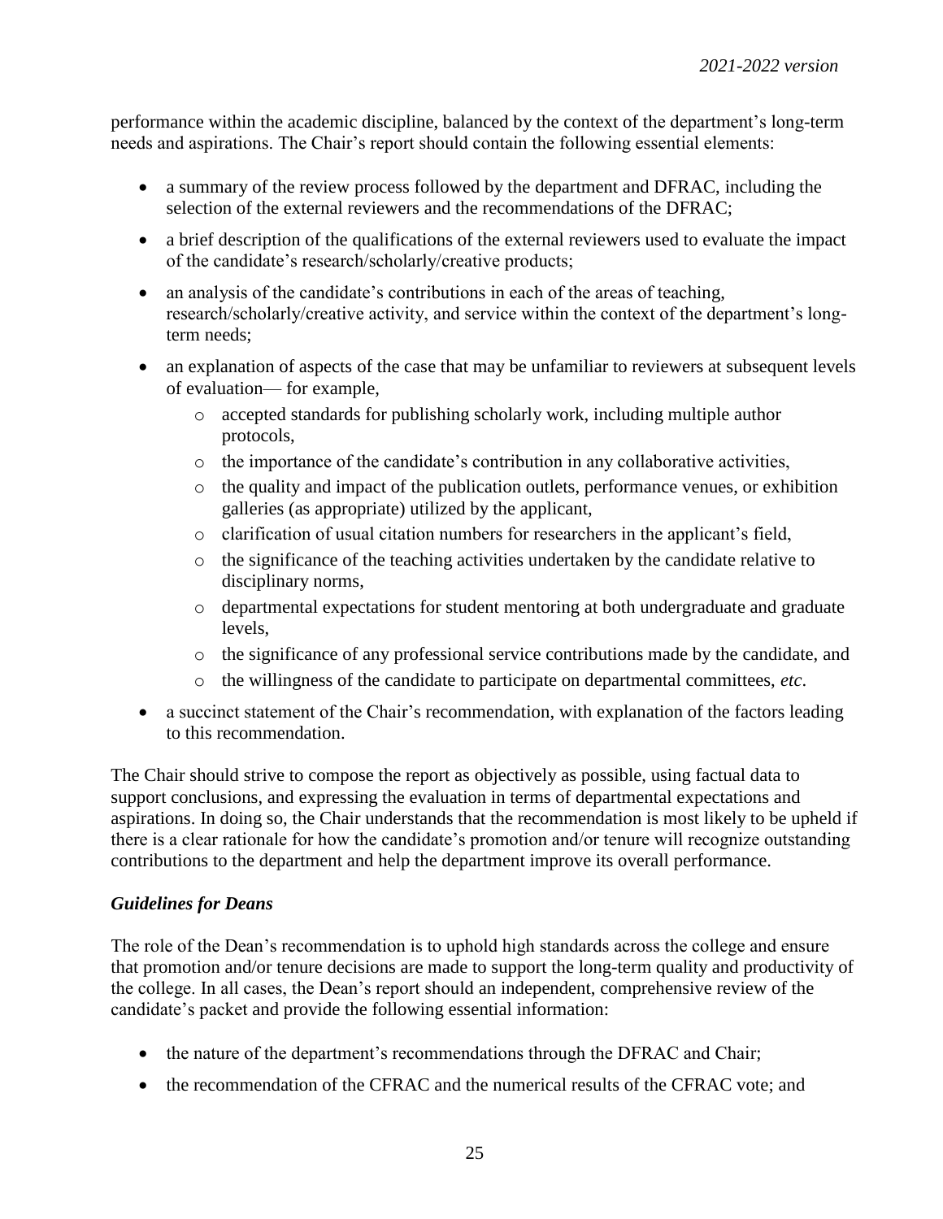performance within the academic discipline, balanced by the context of the department's long-term needs and aspirations. The Chair's report should contain the following essential elements:

- a summary of the review process followed by the department and DFRAC, including the selection of the external reviewers and the recommendations of the DFRAC;
- a brief description of the qualifications of the external reviewers used to evaluate the impact of the candidate's research/scholarly/creative products;
- an analysis of the candidate's contributions in each of the areas of teaching, research/scholarly/creative activity, and service within the context of the department's long-term needs;
- an explanation of aspects of the case that may be unfamiliar to reviewers at subsequent levels of evaluation— for example,
  - accepted standards for publishing scholarly work, including multiple author protocols,
  - the importance of the candidate's contribution in any collaborative activities,
  - the quality and impact of the publication outlets, performance venues, or exhibition galleries (as appropriate) utilized by the applicant,
  - clarification of usual citation numbers for researchers in the applicant's field,
  - the significance of the teaching activities undertaken by the candidate relative to disciplinary norms,
  - departmental expectations for student mentoring at both undergraduate and graduate levels,
  - the significance of any professional service contributions made by the candidate, and
  - the willingness of the candidate to participate on departmental committees, *etc*.
- a succinct statement of the Chair's recommendation, with explanation of the factors leading to this recommendation.

The Chair should strive to compose the report as objectively as possible, using factual data to support conclusions, and expressing the evaluation in terms of departmental expectations and aspirations. In doing so, the Chair understands that the recommendation is most likely to be upheld if there is a clear rationale for how the candidate's promotion and/or tenure will recognize outstanding contributions to the department and help the department improve its overall performance.

### *Guidelines for Deans*

The role of the Dean's recommendation is to uphold high standards across the college and ensure that promotion and/or tenure decisions are made to support the long-term quality and productivity of the college. In all cases, the Dean's report should an independent, comprehensive review of the candidate's packet and provide the following essential information:

- the nature of the department's recommendations through the DFRAC and Chair;
- the recommendation of the CFRAC and the numerical results of the CFRAC vote; and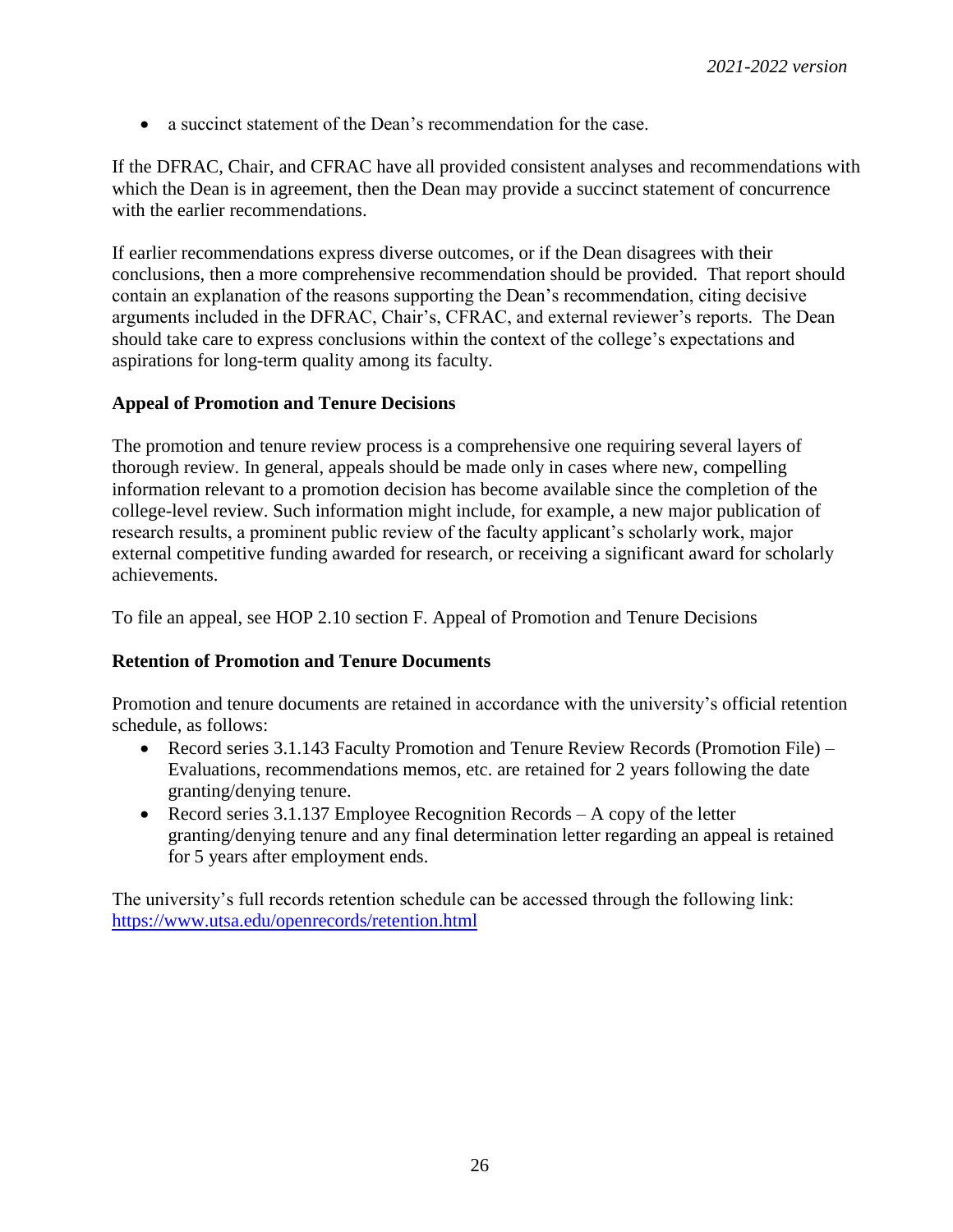- a succinct statement of the Dean's recommendation for the case.

If the DFRAC, Chair, and CFRAC have all provided consistent analyses and recommendations with which the Dean is in agreement, then the Dean may provide a succinct statement of concurrence with the earlier recommendations.

If earlier recommendations express diverse outcomes, or if the Dean disagrees with their conclusions, then a more comprehensive recommendation should be provided. That report should contain an explanation of the reasons supporting the Dean's recommendation, citing decisive arguments included in the DFRAC, Chair's, CFRAC, and external reviewer's reports. The Dean should take care to express conclusions within the context of the college's expectations and aspirations for long-term quality among its faculty.

**Appeal of Promotion and Tenure Decisions**

The promotion and tenure review process is a comprehensive one requiring several layers of thorough review. In general, appeals should be made only in cases where new, compelling information relevant to a promotion decision has become available since the completion of the college-level review. Such information might include, for example, a new major publication of research results, a prominent public review of the faculty applicant's scholarly work, major external competitive funding awarded for research, or receiving a significant award for scholarly achievements.

To file an appeal, see HOP 2.10 section F. Appeal of Promotion and Tenure Decisions

**Retention of Promotion and Tenure Documents**

Promotion and tenure documents are retained in accordance with the university's official retention schedule, as follows:

- Record series 3.1.143 Faculty Promotion and Tenure Review Records (Promotion File) – Evaluations, recommendations memos, etc. are retained for 2 years following the date granting/denying tenure.
- Record series 3.1.137 Employee Recognition Records – A copy of the letter granting/denying tenure and any final determination letter regarding an appeal is retained for 5 years after employment ends.

The university's full records retention schedule can be accessed through the following link: [https://www.utsa.edu/openrecords/retention.html](https://www.utsa.edu/openrecords/retention.html)